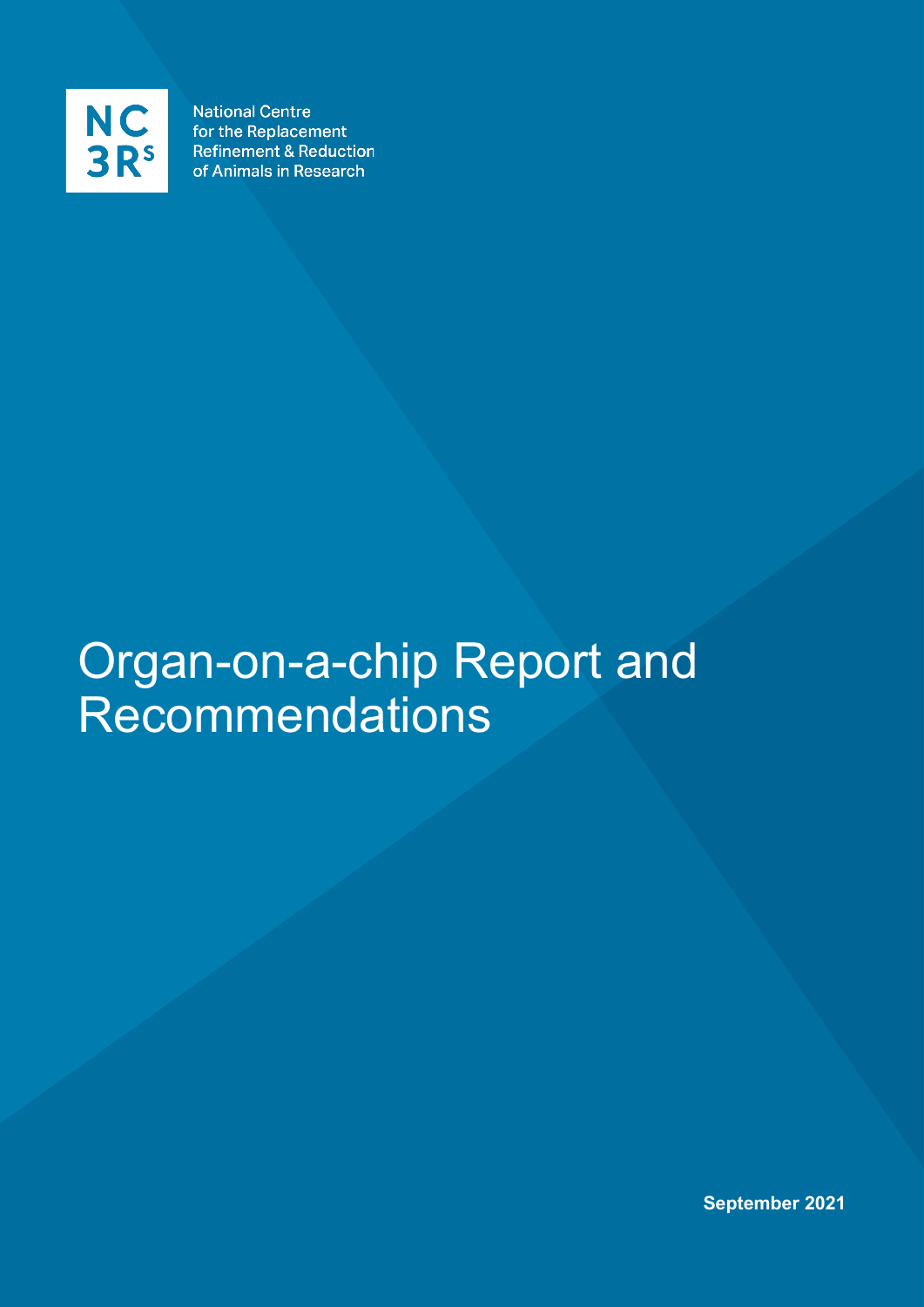NC3Rs

National Centre for the Replacement Refinement & Reduction of Animals in Research

# Organ-on-a-chip Report and Recommendations

**September 2021**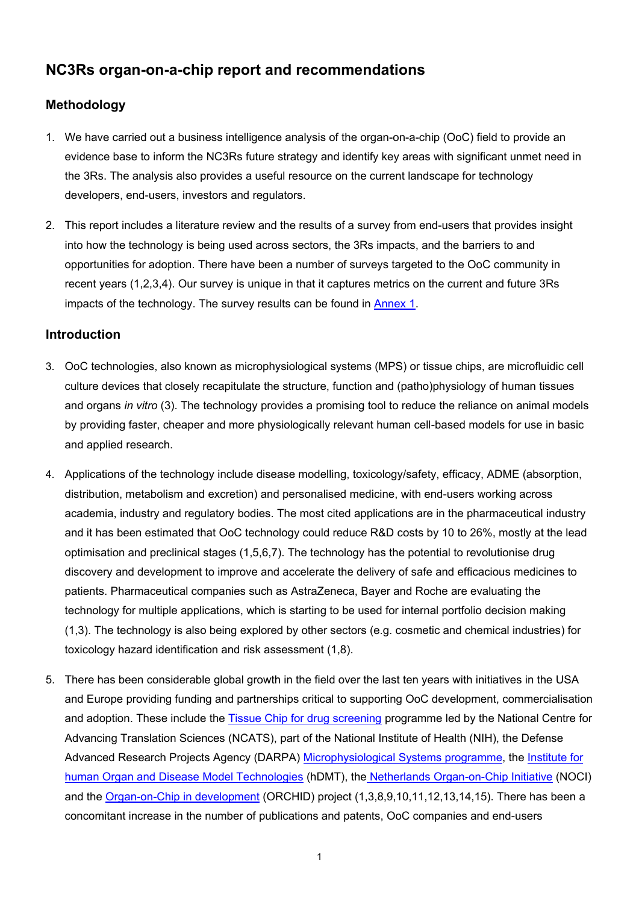# NC3Rs organ-on-a-chip report and recommendations

## Methodology

1. We have carried out a business intelligence analysis of the organ-on-a-chip (OoC) field to provide an evidence base to inform the NC3Rs future strategy and identify key areas with significant unmet need in the 3Rs. The analysis also provides a useful resource on the current landscape for technology developers, end-users, investors and regulators.

2. This report includes a literature review and the results of a survey from end-users that provides insight into how the technology is being used across sectors, the 3Rs impacts, and the barriers to and opportunities for adoption. There have been a number of surveys targeted to the OoC community in recent years (1,2,3,4). Our survey is unique in that it captures metrics on the current and future 3Rs impacts of the technology. The survey results can be found in Annex 1.

## Introduction

3. OoC technologies, also known as microphysiological systems (MPS) or tissue chips, are microfluidic cell culture devices that closely recapitulate the structure, function and (patho)physiology of human tissues and organs *in vitro* (3). The technology provides a promising tool to reduce the reliance on animal models by providing faster, cheaper and more physiologically relevant human cell-based models for use in basic and applied research.

4. Applications of the technology include disease modelling, toxicology/safety, efficacy, ADME (absorption, distribution, metabolism and excretion) and personalised medicine, with end-users working across academia, industry and regulatory bodies. The most cited applications are in the pharmaceutical industry and it has been estimated that OoC technology could reduce R&D costs by 10 to 26%, mostly at the lead optimisation and preclinical stages (1,5,6,7). The technology has the potential to revolutionise drug discovery and development to improve and accelerate the delivery of safe and efficacious medicines to patients. Pharmaceutical companies such as AstraZeneca, Bayer and Roche are evaluating the technology for multiple applications, which is starting to be used for internal portfolio decision making (1,3). The technology is also being explored by other sectors (e.g. cosmetic and chemical industries) for toxicology hazard identification and risk assessment (1,8).

5. There has been considerable global growth in the field over the last ten years with initiatives in the USA and Europe providing funding and partnerships critical to supporting OoC development, commercialisation and adoption. These include the Tissue Chip for drug screening programme led by the National Centre for Advancing Translation Sciences (NCATS), part of the National Institute of Health (NIH), the Defense Advanced Research Projects Agency (DARPA) Microphysiological Systems programme, the Institute for human Organ and Disease Model Technologies (hDMT), the Netherlands Organ-on-Chip Initiative (NOCI) and the Organ-on-Chip in development (ORCHID) project (1,3,8,9,10,11,12,13,14,15). There has been a concomitant increase in the number of publications and patents, OoC companies and end-users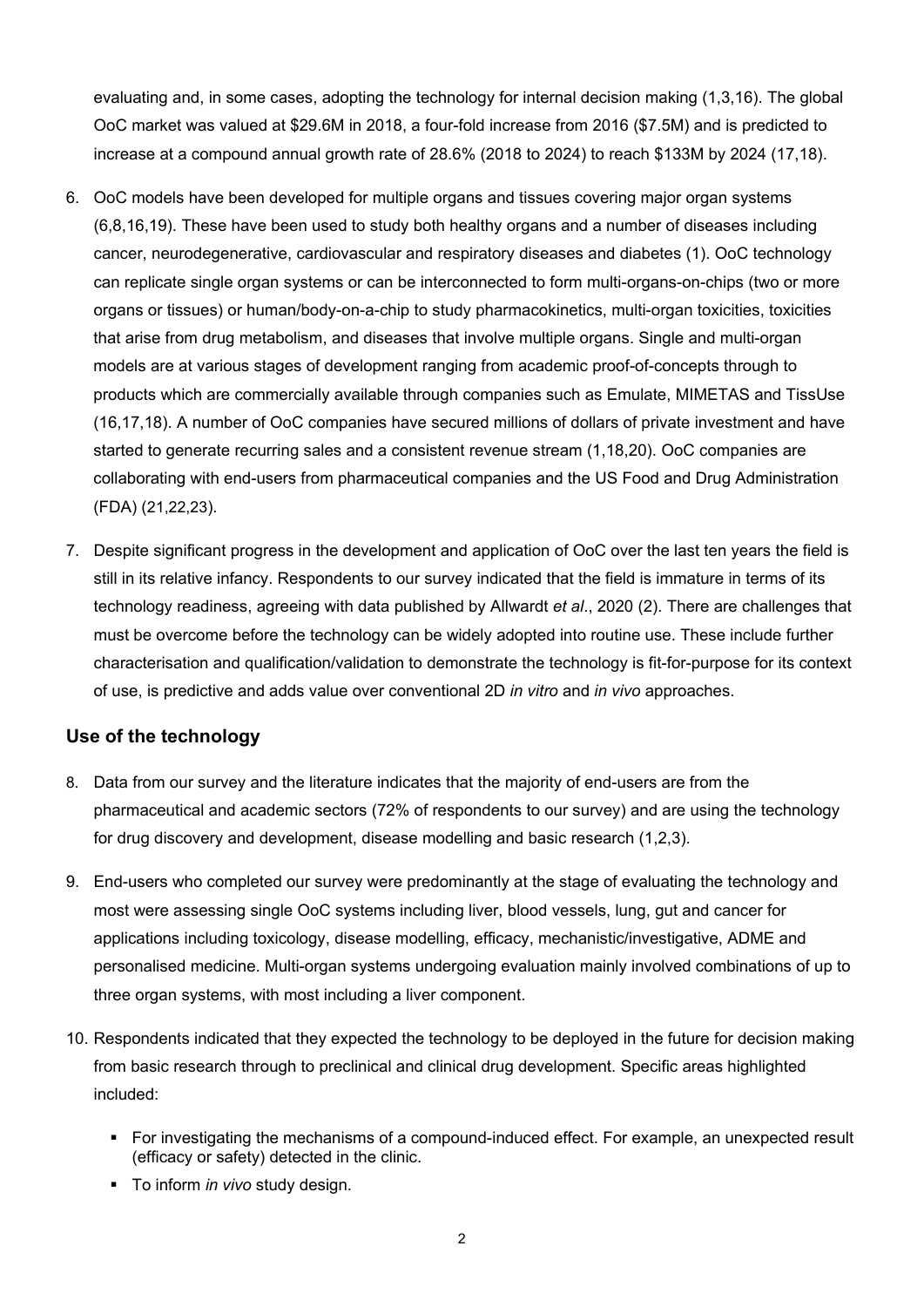evaluating and, in some cases, adopting the technology for internal decision making (1,3,16). The global OoC market was valued at $29.6M in 2018, a four-fold increase from 2016 ($7.5M) and is predicted to increase at a compound annual growth rate of 28.6% (2018 to 2024) to reach $133M by 2024 (17,18).

6. OoC models have been developed for multiple organs and tissues covering major organ systems (6,8,16,19). These have been used to study both healthy organs and a number of diseases including cancer, neurodegenerative, cardiovascular and respiratory diseases and diabetes (1). OoC technology can replicate single organ systems or can be interconnected to form multi-organs-on-chips (two or more organs or tissues) or human/body-on-a-chip to study pharmacokinetics, multi-organ toxicities, toxicities that arise from drug metabolism, and diseases that involve multiple organs. Single and multi-organ models are at various stages of development ranging from academic proof-of-concepts through to products which are commercially available through companies such as Emulate, MIMETAS and TissUse (16,17,18). A number of OoC companies have secured millions of dollars of private investment and have started to generate recurring sales and a consistent revenue stream (1,18,20). OoC companies are collaborating with end-users from pharmaceutical companies and the US Food and Drug Administration (FDA) (21,22,23).

7. Despite significant progress in the development and application of OoC over the last ten years the field is still in its relative infancy. Respondents to our survey indicated that the field is immature in terms of its technology readiness, agreeing with data published by Allwardt *et al*., 2020 (2). There are challenges that must be overcome before the technology can be widely adopted into routine use. These include further characterisation and qualification/validation to demonstrate the technology is fit-for-purpose for its context of use, is predictive and adds value over conventional 2D *in vitro* and *in vivo* approaches.

## Use of the technology

8. Data from our survey and the literature indicates that the majority of end-users are from the pharmaceutical and academic sectors (72% of respondents to our survey) and are using the technology for drug discovery and development, disease modelling and basic research (1,2,3).

9. End-users who completed our survey were predominantly at the stage of evaluating the technology and most were assessing single OoC systems including liver, blood vessels, lung, gut and cancer for applications including toxicology, disease modelling, efficacy, mechanistic/investigative, ADME and personalised medicine. Multi-organ systems undergoing evaluation mainly involved combinations of up to three organ systems, with most including a liver component.

10. Respondents indicated that they expected the technology to be deployed in the future for decision making from basic research through to preclinical and clinical drug development. Specific areas highlighted included:

    - For investigating the mechanisms of a compound-induced effect. For example, an unexpected result (efficacy or safety) detected in the clinic.
    - To inform *in vivo* study design.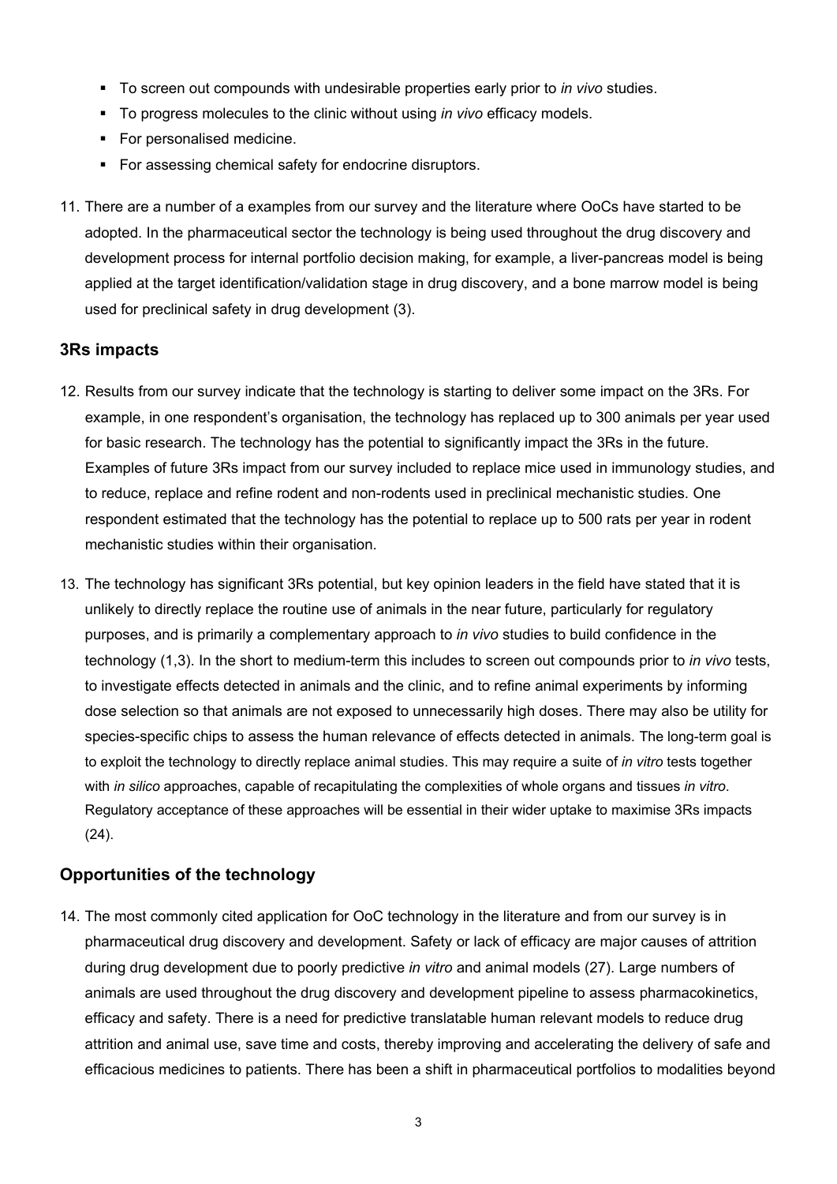- To screen out compounds with undesirable properties early prior to *in vivo* studies.
- To progress molecules to the clinic without using *in vivo* efficacy models.
- For personalised medicine.
- For assessing chemical safety for endocrine disruptors.

11. There are a number of a examples from our survey and the literature where OoCs have started to be adopted. In the pharmaceutical sector the technology is being used throughout the drug discovery and development process for internal portfolio decision making, for example, a liver-pancreas model is being applied at the target identification/validation stage in drug discovery, and a bone marrow model is being used for preclinical safety in drug development (3).

## 3Rs impacts

12. Results from our survey indicate that the technology is starting to deliver some impact on the 3Rs. For example, in one respondent's organisation, the technology has replaced up to 300 animals per year used for basic research. The technology has the potential to significantly impact the 3Rs in the future. Examples of future 3Rs impact from our survey included to replace mice used in immunology studies, and to reduce, replace and refine rodent and non-rodents used in preclinical mechanistic studies. One respondent estimated that the technology has the potential to replace up to 500 rats per year in rodent mechanistic studies within their organisation.

13. The technology has significant 3Rs potential, but key opinion leaders in the field have stated that it is unlikely to directly replace the routine use of animals in the near future, particularly for regulatory purposes, and is primarily a complementary approach to *in vivo* studies to build confidence in the technology (1,3). In the short to medium-term this includes to screen out compounds prior to *in vivo* tests, to investigate effects detected in animals and the clinic, and to refine animal experiments by informing dose selection so that animals are not exposed to unnecessarily high doses. There may also be utility for species-specific chips to assess the human relevance of effects detected in animals. The long-term goal is to exploit the technology to directly replace animal studies. This may require a suite of *in vitro* tests together with *in silico* approaches, capable of recapitulating the complexities of whole organs and tissues *in vitro*. Regulatory acceptance of these approaches will be essential in their wider uptake to maximise 3Rs impacts (24).

## Opportunities of the technology

14. The most commonly cited application for OoC technology in the literature and from our survey is in pharmaceutical drug discovery and development. Safety or lack of efficacy are major causes of attrition during drug development due to poorly predictive *in vitro* and animal models (27). Large numbers of animals are used throughout the drug discovery and development pipeline to assess pharmacokinetics, efficacy and safety. There is a need for predictive translatable human relevant models to reduce drug attrition and animal use, save time and costs, thereby improving and accelerating the delivery of safe and efficacious medicines to patients. There has been a shift in pharmaceutical portfolios to modalities beyond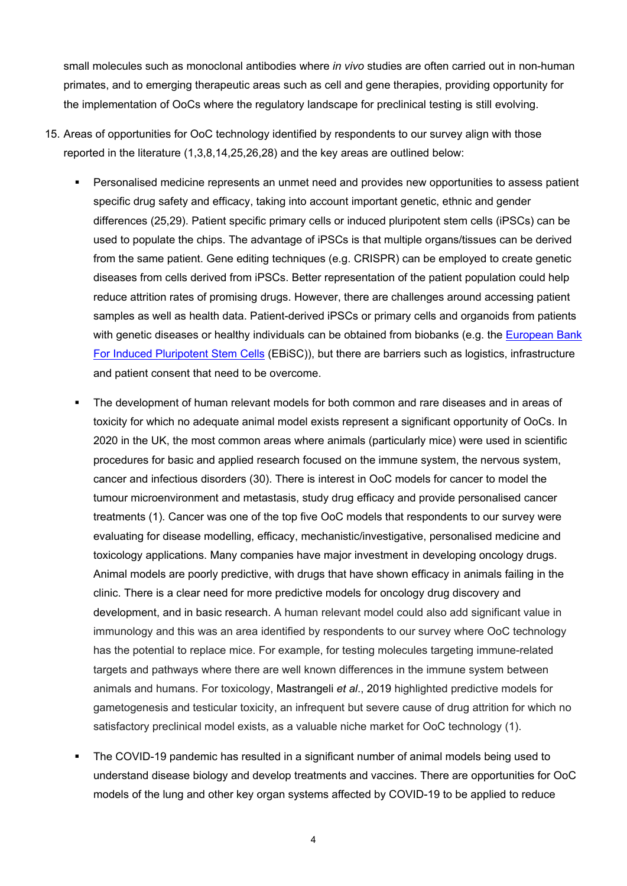small molecules such as monoclonal antibodies where *in vivo* studies are often carried out in non-human primates, and to emerging therapeutic areas such as cell and gene therapies, providing opportunity for the implementation of OoCs where the regulatory landscape for preclinical testing is still evolving.

15. Areas of opportunities for OoC technology identified by respondents to our survey align with those reported in the literature (1,3,8,14,25,26,28) and the key areas are outlined below:

    - Personalised medicine represents an unmet need and provides new opportunities to assess patient specific drug safety and efficacy, taking into account important genetic, ethnic and gender differences (25,29). Patient specific primary cells or induced pluripotent stem cells (iPSCs) can be used to populate the chips. The advantage of iPSCs is that multiple organs/tissues can be derived from the same patient. Gene editing techniques (e.g. CRISPR) can be employed to create genetic diseases from cells derived from iPSCs. Better representation of the patient population could help reduce attrition rates of promising drugs. However, there are challenges around accessing patient samples as well as health data. Patient-derived iPSCs or primary cells and organoids from patients with genetic diseases or healthy individuals can be obtained from biobanks (e.g. the European Bank For Induced Pluripotent Stem Cells (EBiSC)), but there are barriers such as logistics, infrastructure and patient consent that need to be overcome.

    - The development of human relevant models for both common and rare diseases and in areas of toxicity for which no adequate animal model exists represent a significant opportunity of OoCs. In 2020 in the UK, the most common areas where animals (particularly mice) were used in scientific procedures for basic and applied research focused on the immune system, the nervous system, cancer and infectious disorders (30). There is interest in OoC models for cancer to model the tumour microenvironment and metastasis, study drug efficacy and provide personalised cancer treatments (1). Cancer was one of the top five OoC models that respondents to our survey were evaluating for disease modelling, efficacy, mechanistic/investigative, personalised medicine and toxicology applications. Many companies have major investment in developing oncology drugs. Animal models are poorly predictive, with drugs that have shown efficacy in animals failing in the clinic. There is a clear need for more predictive models for oncology drug discovery and development, and in basic research. A human relevant model could also add significant value in immunology and this was an area identified by respondents to our survey where OoC technology has the potential to replace mice. For example, for testing molecules targeting immune-related targets and pathways where there are well known differences in the immune system between animals and humans. For toxicology, Mastrangeli *et al*., 2019 highlighted predictive models for gametogenesis and testicular toxicity, an infrequent but severe cause of drug attrition for which no satisfactory preclinical model exists, as a valuable niche market for OoC technology (1).

    - The COVID-19 pandemic has resulted in a significant number of animal models being used to understand disease biology and develop treatments and vaccines. There are opportunities for OoC models of the lung and other key organ systems affected by COVID-19 to be applied to reduce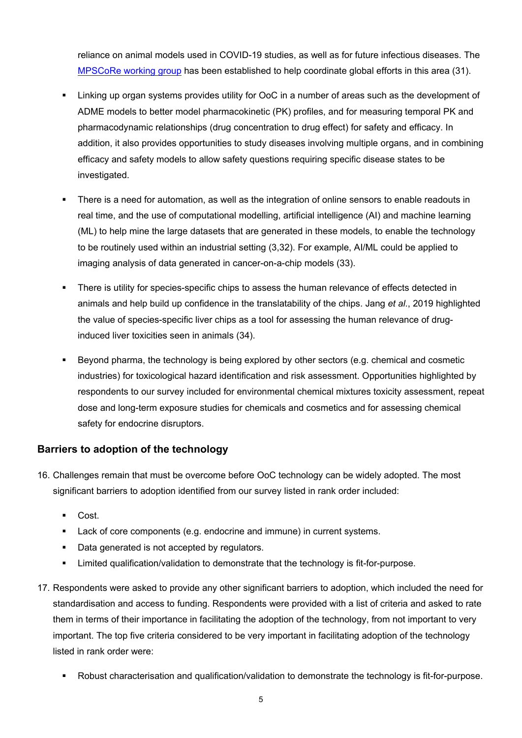reliance on animal models used in COVID-19 studies, as well as for future infectious diseases. The [MPSCoRe working group](MPSCoRe working group) has been established to help coordinate global efforts in this area (31).

- Linking up organ systems provides utility for OoC in a number of areas such as the development of ADME models to better model pharmacokinetic (PK) profiles, and for measuring temporal PK and pharmacodynamic relationships (drug concentration to drug effect) for safety and efficacy. In addition, it also provides opportunities to study diseases involving multiple organs, and in combining efficacy and safety models to allow safety questions requiring specific disease states to be investigated.

- There is a need for automation, as well as the integration of online sensors to enable readouts in real time, and the use of computational modelling, artificial intelligence (AI) and machine learning (ML) to help mine the large datasets that are generated in these models, to enable the technology to be routinely used within an industrial setting (3,32). For example, AI/ML could be applied to imaging analysis of data generated in cancer-on-a-chip models (33).

- There is utility for species-specific chips to assess the human relevance of effects detected in animals and help build up confidence in the translatability of the chips. Jang *et al*., 2019 highlighted the value of species-specific liver chips as a tool for assessing the human relevance of drug-induced liver toxicities seen in animals (34).

- Beyond pharma, the technology is being explored by other sectors (e.g. chemical and cosmetic industries) for toxicological hazard identification and risk assessment. Opportunities highlighted by respondents to our survey included for environmental chemical mixtures toxicity assessment, repeat dose and long-term exposure studies for chemicals and cosmetics and for assessing chemical safety for endocrine disruptors.

## Barriers to adoption of the technology

16. Challenges remain that must be overcome before OoC technology can be widely adopted. The most significant barriers to adoption identified from our survey listed in rank order included:

    - Cost.
    - Lack of core components (e.g. endocrine and immune) in current systems.
    - Data generated is not accepted by regulators.
    - Limited qualification/validation to demonstrate that the technology is fit-for-purpose.

17. Respondents were asked to provide any other significant barriers to adoption, which included the need for standardisation and access to funding. Respondents were provided with a list of criteria and asked to rate them in terms of their importance in facilitating the adoption of the technology, from not important to very important. The top five criteria considered to be very important in facilitating adoption of the technology listed in rank order were:

    - Robust characterisation and qualification/validation to demonstrate the technology is fit-for-purpose.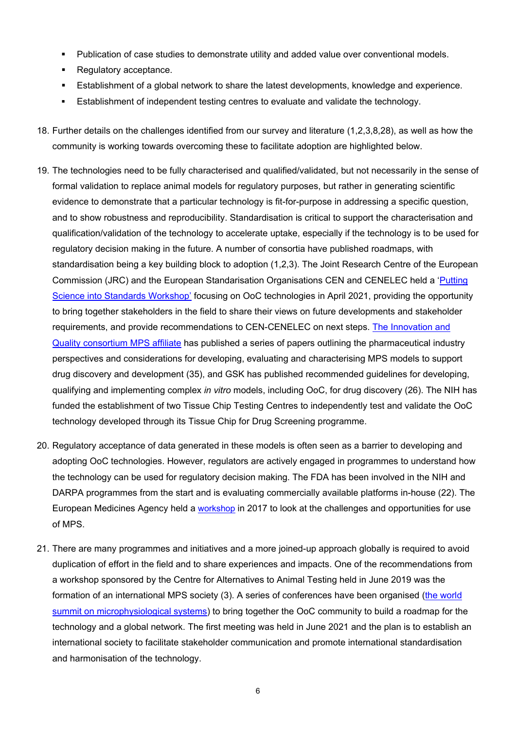- Publication of case studies to demonstrate utility and added value over conventional models.
- Regulatory acceptance.
- Establishment of a global network to share the latest developments, knowledge and experience.
- Establishment of independent testing centres to evaluate and validate the technology.

18. Further details on the challenges identified from our survey and literature (1,2,3,8,28), as well as how the community is working towards overcoming these to facilitate adoption are highlighted below.

19. The technologies need to be fully characterised and qualified/validated, but not necessarily in the sense of formal validation to replace animal models for regulatory purposes, but rather in generating scientific evidence to demonstrate that a particular technology is fit-for-purpose in addressing a specific question, and to show robustness and reproducibility. Standardisation is critical to support the characterisation and qualification/validation of the technology to accelerate uptake, especially if the technology is to be used for regulatory decision making in the future. A number of consortia have published roadmaps, with standardisation being a key building block to adoption (1,2,3). The Joint Research Centre of the European Commission (JRC) and the European Standarisation Organisations CEN and CENELEC held a '[Putting Science into Standards Workshop'](#) focusing on OoC technologies in April 2021, providing the opportunity to bring together stakeholders in the field to share their views on future developments and stakeholder requirements, and provide recommendations to CEN-CENELEC on next steps. [The Innovation and Quality consortium MPS affiliate](#) has published a series of papers outlining the pharmaceutical industry perspectives and considerations for developing, evaluating and characterising MPS models to support drug discovery and development (35), and GSK has published recommended guidelines for developing, qualifying and implementing complex *in vitro* models, including OoC, for drug discovery (26). The NIH has funded the establishment of two Tissue Chip Testing Centres to independently test and validate the OoC technology developed through its Tissue Chip for Drug Screening programme.

20. Regulatory acceptance of data generated in these models is often seen as a barrier to developing and adopting OoC technologies. However, regulators are actively engaged in programmes to understand how the technology can be used for regulatory decision making. The FDA has been involved in the NIH and DARPA programmes from the start and is evaluating commercially available platforms in-house (22). The European Medicines Agency held a [workshop](#) in 2017 to look at the challenges and opportunities for use of MPS.

21. There are many programmes and initiatives and a more joined-up approach globally is required to avoid duplication of effort in the field and to share experiences and impacts. One of the recommendations from a workshop sponsored by the Centre for Alternatives to Animal Testing held in June 2019 was the formation of an international MPS society (3). A series of conferences have been organised ([the world summit on microphysiological systems](#)) to bring together the OoC community to build a roadmap for the technology and a global network. The first meeting was held in June 2021 and the plan is to establish an international society to facilitate stakeholder communication and promote international standardisation and harmonisation of the technology.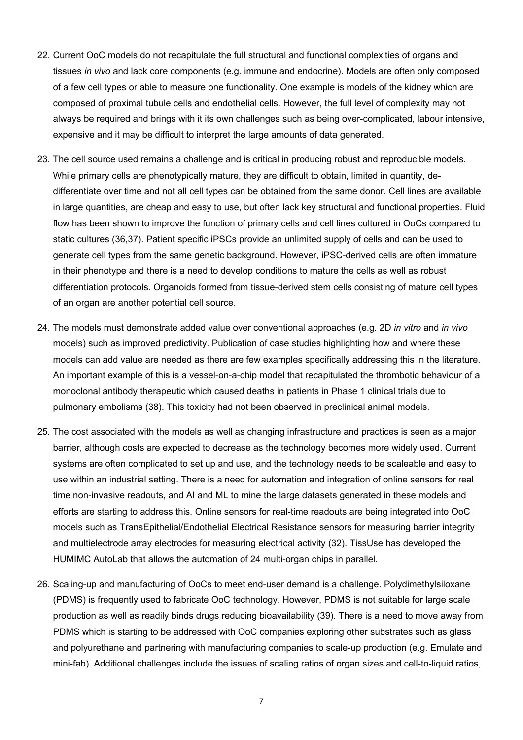22. Current OoC models do not recapitulate the full structural and functional complexities of organs and tissues *in vivo* and lack core components (e.g. immune and endocrine). Models are often only composed of a few cell types or able to measure one functionality. One example is models of the kidney which are composed of proximal tubule cells and endothelial cells. However, the full level of complexity may not always be required and brings with it its own challenges such as being over-complicated, labour intensive, expensive and it may be difficult to interpret the large amounts of data generated.

23. The cell source used remains a challenge and is critical in producing robust and reproducible models. While primary cells are phenotypically mature, they are difficult to obtain, limited in quantity, de-differentiate over time and not all cell types can be obtained from the same donor. Cell lines are available in large quantities, are cheap and easy to use, but often lack key structural and functional properties. Fluid flow has been shown to improve the function of primary cells and cell lines cultured in OoCs compared to static cultures (36,37). Patient specific iPSCs provide an unlimited supply of cells and can be used to generate cell types from the same genetic background. However, iPSC-derived cells are often immature in their phenotype and there is a need to develop conditions to mature the cells as well as robust differentiation protocols. Organoids formed from tissue-derived stem cells consisting of mature cell types of an organ are another potential cell source.

24. The models must demonstrate added value over conventional approaches (e.g. 2D *in vitro* and *in vivo* models) such as improved predictivity. Publication of case studies highlighting how and where these models can add value are needed as there are few examples specifically addressing this in the literature. An important example of this is a vessel-on-a-chip model that recapitulated the thrombotic behaviour of a monoclonal antibody therapeutic which caused deaths in patients in Phase 1 clinical trials due to pulmonary embolisms (38). This toxicity had not been observed in preclinical animal models.

25. The cost associated with the models as well as changing infrastructure and practices is seen as a major barrier, although costs are expected to decrease as the technology becomes more widely used. Current systems are often complicated to set up and use, and the technology needs to be scaleable and easy to use within an industrial setting. There is a need for automation and integration of online sensors for real time non-invasive readouts, and AI and ML to mine the large datasets generated in these models and efforts are starting to address this. Online sensors for real-time readouts are being integrated into OoC models such as TransEpithelial/Endothelial Electrical Resistance sensors for measuring barrier integrity and multielectrode array electrodes for measuring electrical activity (32). TissUse has developed the HUMIMC AutoLab that allows the automation of 24 multi-organ chips in parallel.

26. Scaling-up and manufacturing of OoCs to meet end-user demand is a challenge. Polydimethylsiloxane (PDMS) is frequently used to fabricate OoC technology. However, PDMS is not suitable for large scale production as well as readily binds drugs reducing bioavailability (39). There is a need to move away from PDMS which is starting to be addressed with OoC companies exploring other substrates such as glass and polyurethane and partnering with manufacturing companies to scale-up production (e.g. Emulate and mini-fab). Additional challenges include the issues of scaling ratios of organ sizes and cell-to-liquid ratios,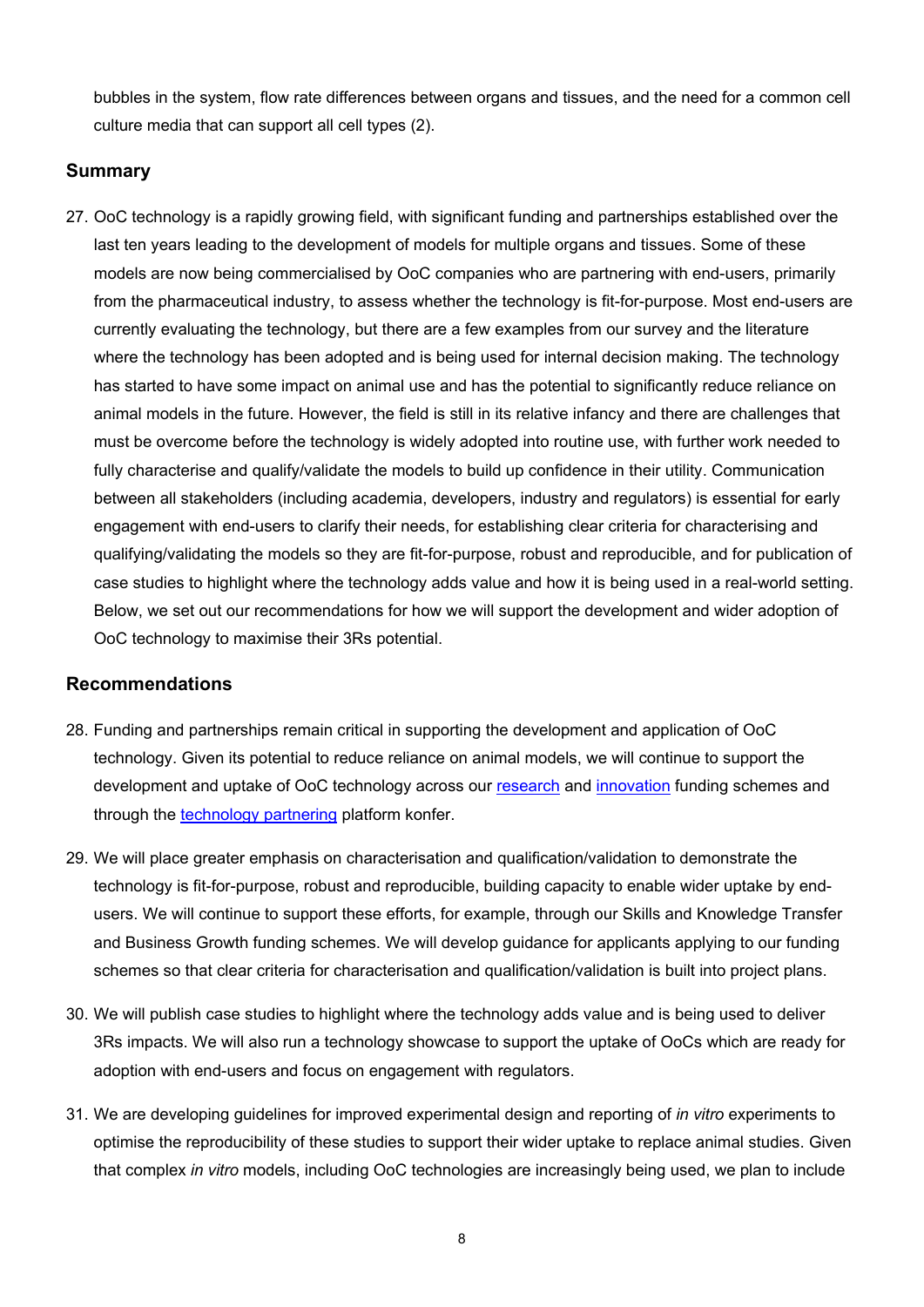bubbles in the system, flow rate differences between organs and tissues, and the need for a common cell culture media that can support all cell types (2).

## Summary

27. OoC technology is a rapidly growing field, with significant funding and partnerships established over the last ten years leading to the development of models for multiple organs and tissues. Some of these models are now being commercialised by OoC companies who are partnering with end-users, primarily from the pharmaceutical industry, to assess whether the technology is fit-for-purpose. Most end-users are currently evaluating the technology, but there are a few examples from our survey and the literature where the technology has been adopted and is being used for internal decision making. The technology has started to have some impact on animal use and has the potential to significantly reduce reliance on animal models in the future. However, the field is still in its relative infancy and there are challenges that must be overcome before the technology is widely adopted into routine use, with further work needed to fully characterise and qualify/validate the models to build up confidence in their utility. Communication between all stakeholders (including academia, developers, industry and regulators) is essential for early engagement with end-users to clarify their needs, for establishing clear criteria for characterising and qualifying/validating the models so they are fit-for-purpose, robust and reproducible, and for publication of case studies to highlight where the technology adds value and how it is being used in a real-world setting. Below, we set out our recommendations for how we will support the development and wider adoption of OoC technology to maximise their 3Rs potential.

## Recommendations

28. Funding and partnerships remain critical in supporting the development and application of OoC technology. Given its potential to reduce reliance on animal models, we will continue to support the development and uptake of OoC technology across our research and innovation funding schemes and through the technology partnering platform konfer.

29. We will place greater emphasis on characterisation and qualification/validation to demonstrate the technology is fit-for-purpose, robust and reproducible, building capacity to enable wider uptake by end-users. We will continue to support these efforts, for example, through our Skills and Knowledge Transfer and Business Growth funding schemes. We will develop guidance for applicants applying to our funding schemes so that clear criteria for characterisation and qualification/validation is built into project plans.

30. We will publish case studies to highlight where the technology adds value and is being used to deliver 3Rs impacts. We will also run a technology showcase to support the uptake of OoCs which are ready for adoption with end-users and focus on engagement with regulators.

31. We are developing guidelines for improved experimental design and reporting of *in vitro* experiments to optimise the reproducibility of these studies to support their wider uptake to replace animal studies. Given that complex *in vitro* models, including OoC technologies are increasingly being used, we plan to include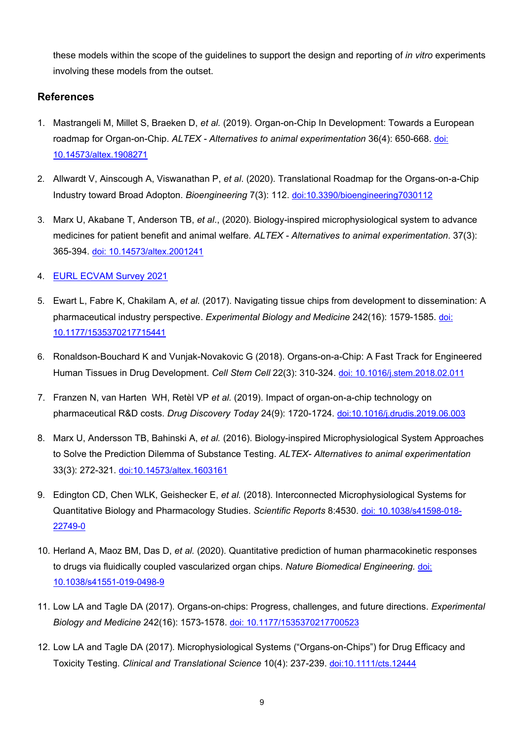these models within the scope of the guidelines to support the design and reporting of *in vitro* experiments involving these models from the outset.

## References

1. Mastrangeli M, Millet S, Braeken D, *et al.* (2019). Organ-on-Chip In Development: Towards a European roadmap for Organ-on-Chip. *ALTEX - Alternatives to animal experimentation* 36(4): 650-668. [doi: 10.14573/altex.1908271](https://doi.org/10.14573/altex.1908271)

2. Allwardt V, Ainscough A, Viswanathan P, *et al*. (2020). Translational Roadmap for the Organs-on-a-Chip Industry toward Broad Adopton. *Bioengineering* 7(3): 112. [doi:10.3390/bioengineering7030112](https://doi.org/10.3390/bioengineering7030112)

3. Marx U, Akabane T, Anderson TB, *et al*., (2020). Biology-inspired microphysiological system to advance medicines for patient benefit and animal welfare. *ALTEX - Alternatives to animal experimentation*. 37(3): 365-394. [doi: 10.14573/altex.2001241](https://doi.org/10.14573/altex.2001241)

4. EURL ECVAM Survey 2021

5. Ewart L, Fabre K, Chakilam A, *et al.* (2017). Navigating tissue chips from development to dissemination: A pharmaceutical industry perspective. *Experimental Biology and Medicine* 242(16): 1579-1585. [doi: 10.1177/1535370217715441](https://doi.org/10.1177/1535370217715441)

6. Ronaldson-Bouchard K and Vunjak-Novakovic G (2018). Organs-on-a-Chip: A Fast Track for Engineered Human Tissues in Drug Development. *Cell Stem Cell* 22(3): 310-324. [doi: 10.1016/j.stem.2018.02.011](https://doi.org/10.1016/j.stem.2018.02.011)

7. Franzen N, van Harten WH, Retèl VP *et al.* (2019). Impact of organ-on-a-chip technology on pharmaceutical R&D costs. *Drug Discovery Today* 24(9): 1720-1724. [doi:10.1016/j.drudis.2019.06.003](https://doi.org/10.1016/j.drudis.2019.06.003)

8. Marx U, Andersson TB, Bahinski A, *et al.* (2016). Biology-inspired Microphysiological System Approaches to Solve the Prediction Dilemma of Substance Testing. *ALTEX- Alternatives to animal experimentation* 33(3): 272-321. [doi:10.14573/altex.1603161](https://doi.org/10.14573/altex.1603161)

9. Edington CD, Chen WLK, Geishecker E, *et al.* (2018). Interconnected Microphysiological Systems for Quantitative Biology and Pharmacology Studies. *Scientific Reports* 8:4530. [doi: 10.1038/s41598-018-22749-0](https://doi.org/10.1038/s41598-018-22749-0)

10. Herland A, Maoz BM, Das D, *et al.* (2020). Quantitative prediction of human pharmacokinetic responses to drugs via fluidically coupled vascularized organ chips. *Nature Biomedical Engineering.* [doi: 10.1038/s41551-019-0498-9](https://doi.org/10.1038/s41551-019-0498-9)

11. Low LA and Tagle DA (2017). Organs-on-chips: Progress, challenges, and future directions. *Experimental Biology and Medicine* 242(16): 1573-1578. [doi: 10.1177/1535370217700523](https://doi.org/10.1177/1535370217700523)

12. Low LA and Tagle DA (2017). Microphysiological Systems ("Organs-on-Chips") for Drug Efficacy and Toxicity Testing. *Clinical and Translational Science* 10(4): 237-239. [doi:10.1111/cts.12444](https://doi.org/10.1111/cts.12444)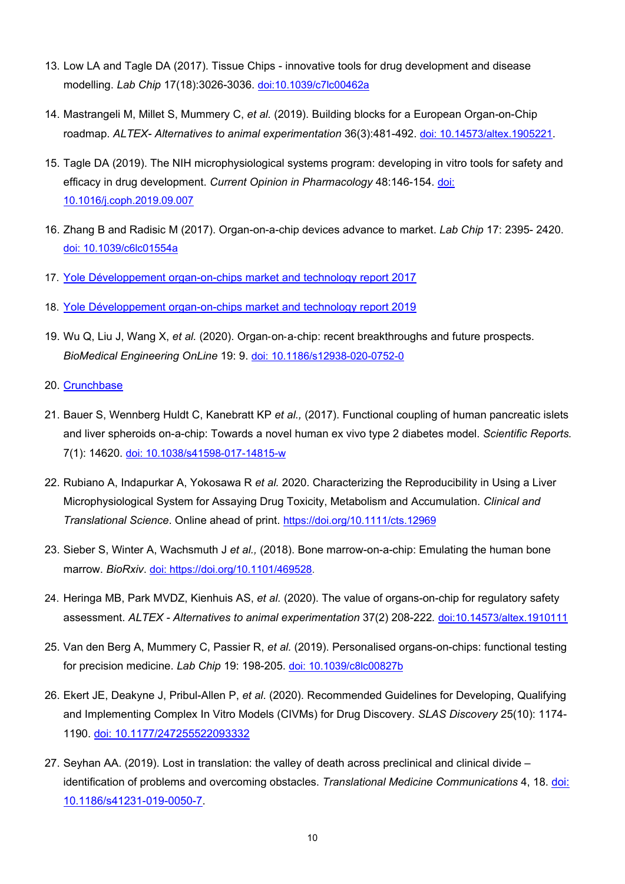13. Low LA and Tagle DA (2017). Tissue Chips - innovative tools for drug development and disease modelling. *Lab Chip* 17(18):3026-3036. doi:10.1039/c7lc00462a

14. Mastrangeli M, Millet S, Mummery C, *et al.* (2019). Building blocks for a European Organ-on-Chip roadmap. *ALTEX- Alternatives to animal experimentation* 36(3):481-492. doi: 10.14573/altex.1905221.

15. Tagle DA (2019). The NIH microphysiological systems program: developing in vitro tools for safety and efficacy in drug development. *Current Opinion in Pharmacology* 48:146-154. doi: 10.1016/j.coph.2019.09.007

16. Zhang B and Radisic M (2017). Organ-on-a-chip devices advance to market. *Lab Chip* 17: 2395- 2420. doi: 10.1039/c6lc01554a

17. Yole Développement organ-on-chips market and technology report 2017

18. Yole Développement organ-on-chips market and technology report 2019

19. Wu Q, Liu J, Wang X, *et al.* (2020). Organ-on-a-chip: recent breakthroughs and future prospects. *BioMedical Engineering OnLine* 19: 9. doi: 10.1186/s12938-020-0752-0

20. Crunchbase

21. Bauer S, Wennberg Huldt C, Kanebratt KP *et al.,* (2017). Functional coupling of human pancreatic islets and liver spheroids on-a-chip: Towards a novel human ex vivo type 2 diabetes model. *Scientific Reports.* 7(1): 14620. doi: 10.1038/s41598-017-14815-w

22. Rubiano A, Indapurkar A, Yokosawa R *et al.* 2020. Characterizing the Reproducibility in Using a Liver Microphysiological System for Assaying Drug Toxicity, Metabolism and Accumulation. *Clinical and Translational Science*. Online ahead of print. https://doi.org/10.1111/cts.12969

23. Sieber S, Winter A, Wachsmuth J *et al.,* (2018). Bone marrow-on-a-chip: Emulating the human bone marrow. *BioRxiv*. doi: https://doi.org/10.1101/469528.

24. Heringa MB, Park MVDZ, Kienhuis AS, *et al.* (2020). The value of organs-on-chip for regulatory safety assessment. *ALTEX - Alternatives to animal experimentation* 37(2) 208-222*.* doi:10.14573/altex.1910111

25. Van den Berg A, Mummery C, Passier R, *et al.* (2019). Personalised organs-on-chips: functional testing for precision medicine. *Lab Chip* 19: 198-205. doi: 10.1039/c8lc00827b

26. Ekert JE, Deakyne J, Pribul-Allen P, *et al*. (2020). Recommended Guidelines for Developing, Qualifying and Implementing Complex In Vitro Models (CIVMs) for Drug Discovery. *SLAS Discovery* 25(10): 1174-1190. doi: 10.1177/247255522093332

27. Seyhan AA. (2019). Lost in translation: the valley of death across preclinical and clinical divide – identification of problems and overcoming obstacles. *Translational Medicine Communications* 4, 18. doi: 10.1186/s41231-019-0050-7.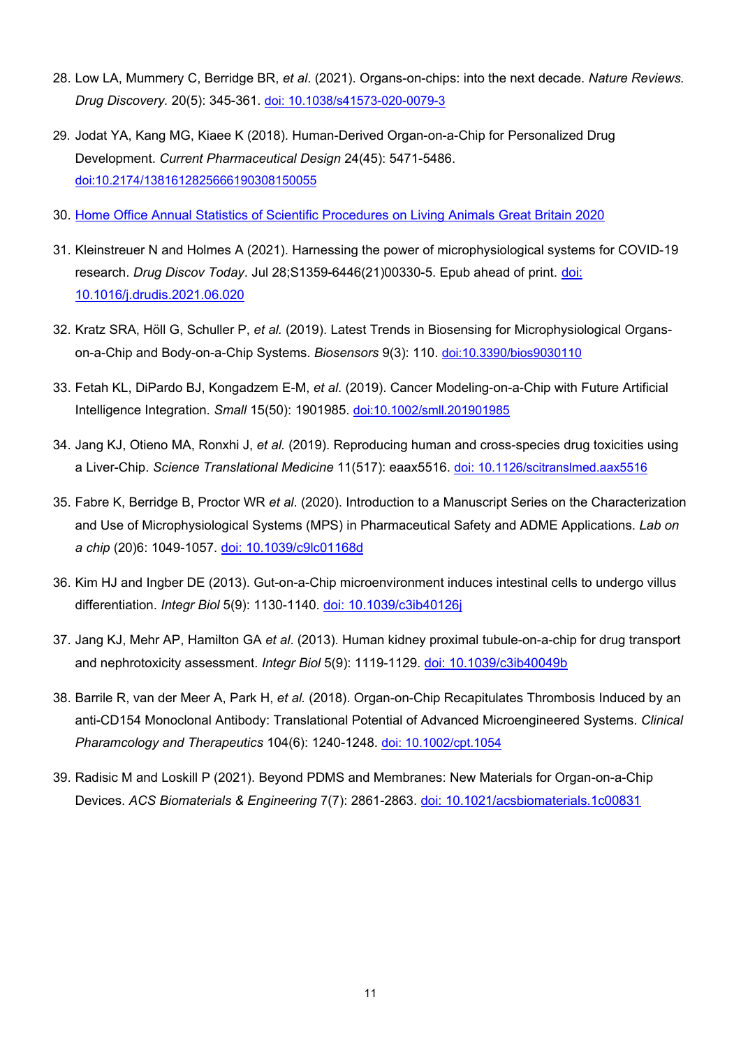28. Low LA, Mummery C, Berridge BR, *et al*. (2021). Organs-on-chips: into the next decade. *Nature Reviews. Drug Discovery*. 20(5): 345-361. doi: 10.1038/s41573-020-0079-3

29. Jodat YA, Kang MG, Kiaee K (2018). Human-Derived Organ-on-a-Chip for Personalized Drug Development. *Current Pharmaceutical Design* 24(45): 5471-5486. doi:10.2174/1381612825666190308150055

30. Home Office Annual Statistics of Scientific Procedures on Living Animals Great Britain 2020

31. Kleinstreuer N and Holmes A (2021). Harnessing the power of microphysiological systems for COVID-19 research. *Drug Discov Today*. Jul 28;S1359-6446(21)00330-5. Epub ahead of print. doi: 10.1016/j.drudis.2021.06.020

32. Kratz SRA, Höll G, Schuller P, *et al.* (2019). Latest Trends in Biosensing for Microphysiological Organs-on-a-Chip and Body-on-a-Chip Systems. *Biosensors* 9(3): 110. doi:10.3390/bios9030110

33. Fetah KL, DiPardo BJ, Kongadzem E-M, *et al*. (2019). Cancer Modeling-on-a-Chip with Future Artificial Intelligence Integration. *Small* 15(50): 1901985. doi:10.1002/smll.201901985

34. Jang KJ, Otieno MA, Ronxhi J, *et al.* (2019). Reproducing human and cross-species drug toxicities using a Liver-Chip. *Science Translational Medicine* 11(517): eaax5516. doi: 10.1126/scitranslmed.aax5516

35. Fabre K, Berridge B, Proctor WR *et al*. (2020). Introduction to a Manuscript Series on the Characterization and Use of Microphysiological Systems (MPS) in Pharmaceutical Safety and ADME Applications. *Lab on a chip* (20)6: 1049-1057. doi: 10.1039/c9lc01168d

36. Kim HJ and Ingber DE (2013). Gut-on-a-Chip microenvironment induces intestinal cells to undergo villus differentiation. *Integr Biol* 5(9): 1130-1140. doi: 10.1039/c3ib40126j

37. Jang KJ, Mehr AP, Hamilton GA *et al*. (2013). Human kidney proximal tubule-on-a-chip for drug transport and nephrotoxicity assessment. *Integr Biol* 5(9): 1119-1129. doi: 10.1039/c3ib40049b

38. Barrile R, van der Meer A, Park H, *et al.* (2018). Organ-on-Chip Recapitulates Thrombosis Induced by an anti-CD154 Monoclonal Antibody: Translational Potential of Advanced Microengineered Systems. *Clinical Pharamcology and Therapeutics* 104(6): 1240-1248. doi: 10.1002/cpt.1054

39. Radisic M and Loskill P (2021). Beyond PDMS and Membranes: New Materials for Organ-on-a-Chip Devices. *ACS Biomaterials & Engineering* 7(7): 2861-2863. doi: 10.1021/acsbiomaterials.1c00831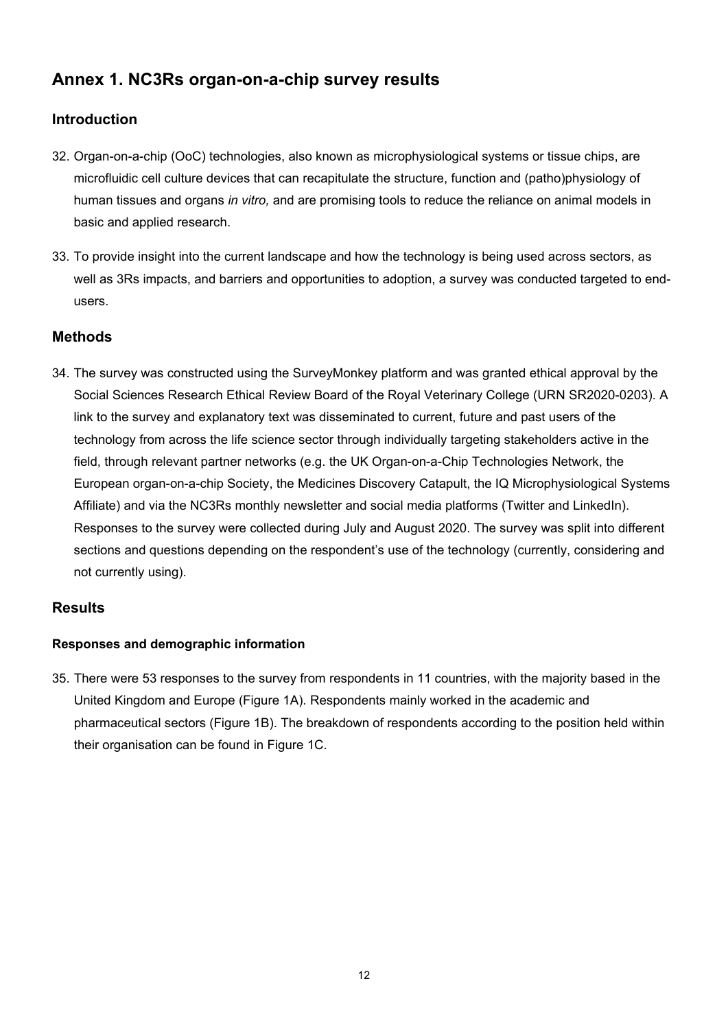# Annex 1. NC3Rs organ-on-a-chip survey results

## Introduction

32. Organ-on-a-chip (OoC) technologies, also known as microphysiological systems or tissue chips, are microfluidic cell culture devices that can recapitulate the structure, function and (patho)physiology of human tissues and organs *in vitro,* and are promising tools to reduce the reliance on animal models in basic and applied research.

33. To provide insight into the current landscape and how the technology is being used across sectors, as well as 3Rs impacts, and barriers and opportunities to adoption, a survey was conducted targeted to end-users.

## Methods

34. The survey was constructed using the SurveyMonkey platform and was granted ethical approval by the Social Sciences Research Ethical Review Board of the Royal Veterinary College (URN SR2020-0203). A link to the survey and explanatory text was disseminated to current, future and past users of the technology from across the life science sector through individually targeting stakeholders active in the field, through relevant partner networks (e.g. the UK Organ-on-a-Chip Technologies Network, the European organ-on-a-chip Society, the Medicines Discovery Catapult, the IQ Microphysiological Systems Affiliate) and via the NC3Rs monthly newsletter and social media platforms (Twitter and LinkedIn). Responses to the survey were collected during July and August 2020. The survey was split into different sections and questions depending on the respondent's use of the technology (currently, considering and not currently using).

## Results

### Responses and demographic information

35. There were 53 responses to the survey from respondents in 11 countries, with the majority based in the United Kingdom and Europe (Figure 1A). Respondents mainly worked in the academic and pharmaceutical sectors (Figure 1B). The breakdown of respondents according to the position held within their organisation can be found in Figure 1C.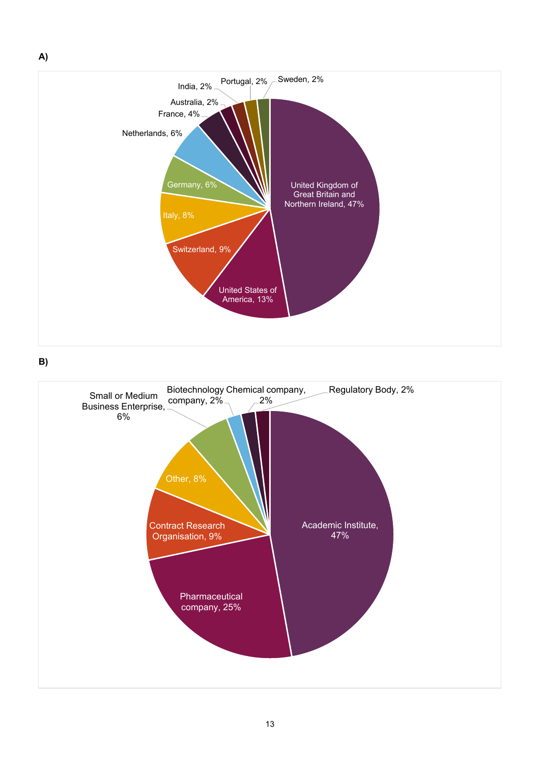**A)**

**B)**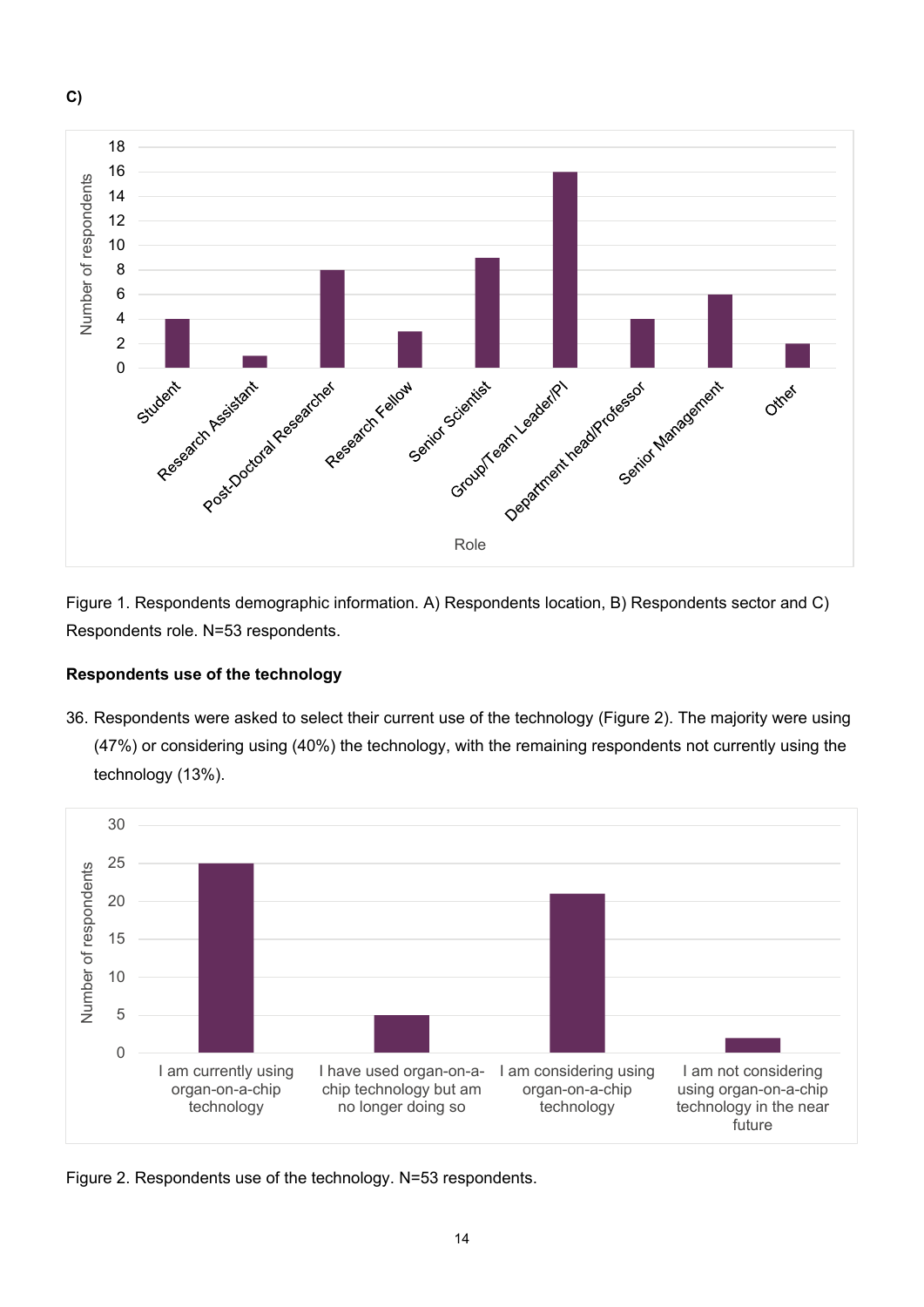C)

Figure 1. Respondents demographic information. A) Respondents location, B) Respondents sector and C) Respondents role. N=53 respondents.

**Respondents use of the technology**

36. Respondents were asked to select their current use of the technology (Figure 2). The majority were using (47%) or considering using (40%) the technology, with the remaining respondents not currently using the technology (13%).

Figure 2. Respondents use of the technology. N=53 respondents.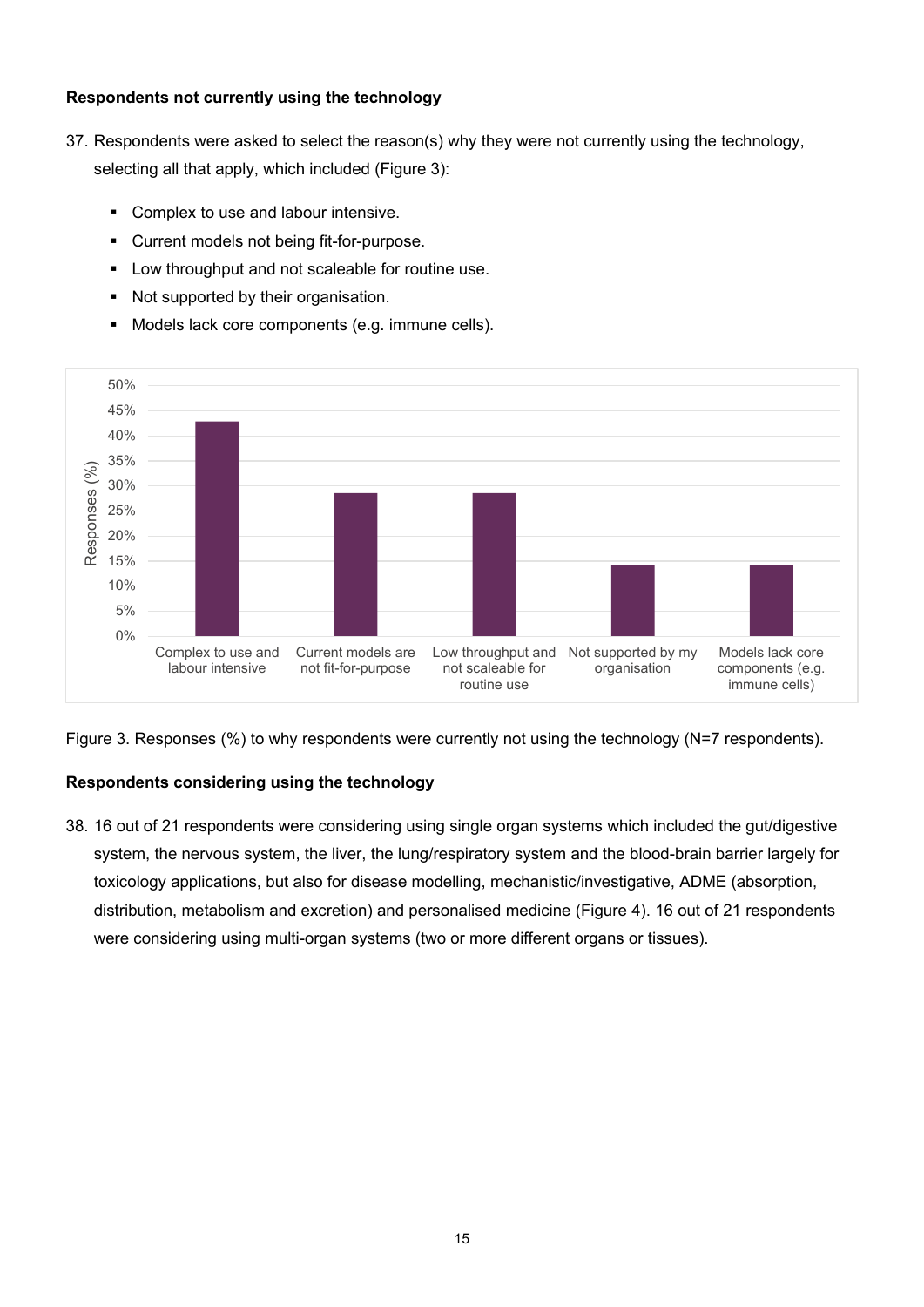**Respondents not currently using the technology**

37. Respondents were asked to select the reason(s) why they were not currently using the technology, selecting all that apply, which included (Figure 3):

    - Complex to use and labour intensive.
    - Current models not being fit-for-purpose.
    - Low throughput and not scaleable for routine use.
    - Not supported by their organisation.
    - Models lack core components (e.g. immune cells).

Figure 3. Responses (%) to why respondents were currently not using the technology (N=7 respondents).

**Respondents considering using the technology**

38. 16 out of 21 respondents were considering using single organ systems which included the gut/digestive system, the nervous system, the liver, the lung/respiratory system and the blood-brain barrier largely for toxicology applications, but also for disease modelling, mechanistic/investigative, ADME (absorption, distribution, metabolism and excretion) and personalised medicine (Figure 4). 16 out of 21 respondents were considering using multi-organ systems (two or more different organs or tissues).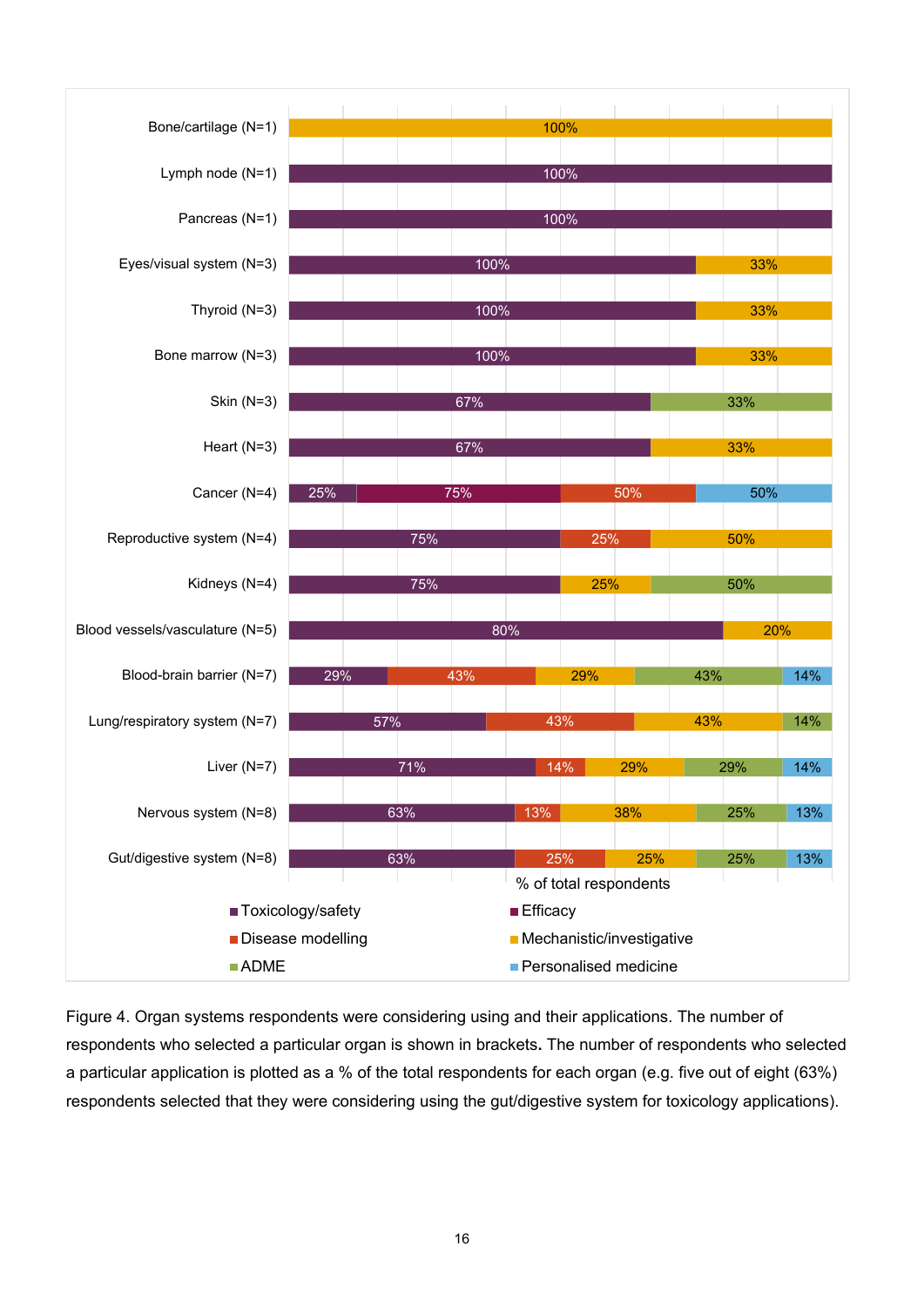| Organ | Toxicology/safety | Efficacy | Disease modelling | Mechanistic/investigative | ADME | Personalised medicine |
|---|---|---|---|---|---|---|
| Bone/cartilage (N=1) | | | | 100% | | |
| Lymph node (N=1) | 100% | | | | | |
| Pancreas (N=1) | 100% | | | | | |
| Eyes/visual system (N=3) | 100% | | | 33% | | |
| Thyroid (N=3) | 100% | | | 33% | | |
| Bone marrow (N=3) | 100% | | | 33% | | |
| Skin (N=3) | 67% | | | | 33% | |
| Heart (N=3) | 67% | | | 33% | | |
| Cancer (N=4) | 25% | 75% | 50% | | | 50% |
| Reproductive system (N=4) | 75% | | 25% | 50% | | |
| Kidneys (N=4) | 75% | | | 25% | 50% | |
| Blood vessels/vasculature (N=5) | 80% | | | 20% | | |
| Blood-brain barrier (N=7) | 29% | | 43% | 29% | 43% | 14% |
| Lung/respiratory system (N=7) | 57% | | 43% | 43% | 14% | |
| Liver (N=7) | 71% | | 14% | 29% | 29% | 14% |
| Nervous system (N=8) | 63% | | 13% | 38% | 25% | 13% |
| Gut/digestive system (N=8) | 63% | | 25% | 25% | 25% | 13% |

% of total respondents

Figure 4. Organ systems respondents were considering using and their applications. The number of respondents who selected a particular organ is shown in brackets**.** The number of respondents who selected a particular application is plotted as a % of the total respondents for each organ (e.g. five out of eight (63%) respondents selected that they were considering using the gut/digestive system for toxicology applications).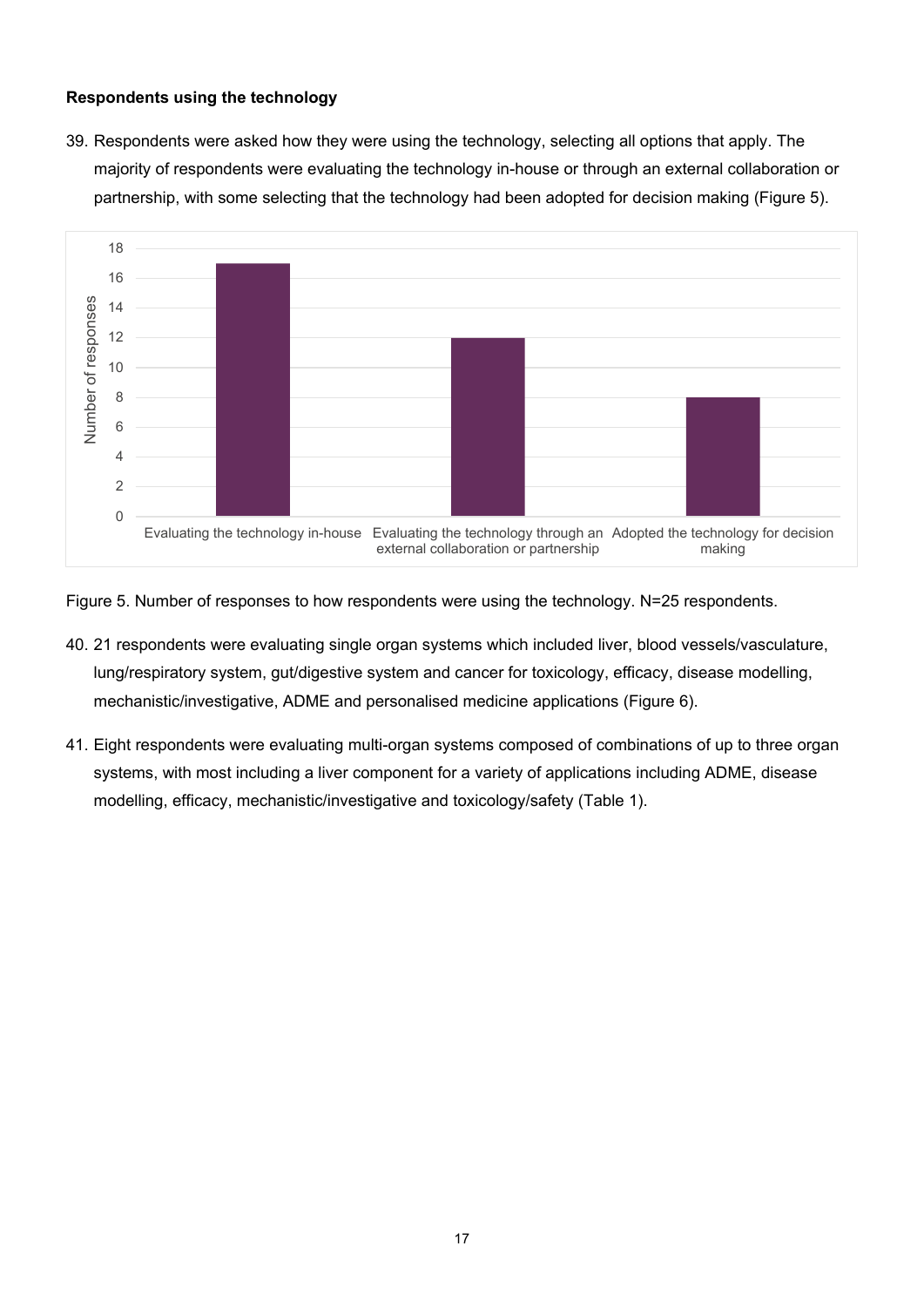**Respondents using the technology**

39. Respondents were asked how they were using the technology, selecting all options that apply. The majority of respondents were evaluating the technology in-house or through an external collaboration or partnership, with some selecting that the technology had been adopted for decision making (Figure 5).

Figure 5. Number of responses to how respondents were using the technology. N=25 respondents.

40. 21 respondents were evaluating single organ systems which included liver, blood vessels/vasculature, lung/respiratory system, gut/digestive system and cancer for toxicology, efficacy, disease modelling, mechanistic/investigative, ADME and personalised medicine applications (Figure 6).

41. Eight respondents were evaluating multi-organ systems composed of combinations of up to three organ systems, with most including a liver component for a variety of applications including ADME, disease modelling, efficacy, mechanistic/investigative and toxicology/safety (Table 1).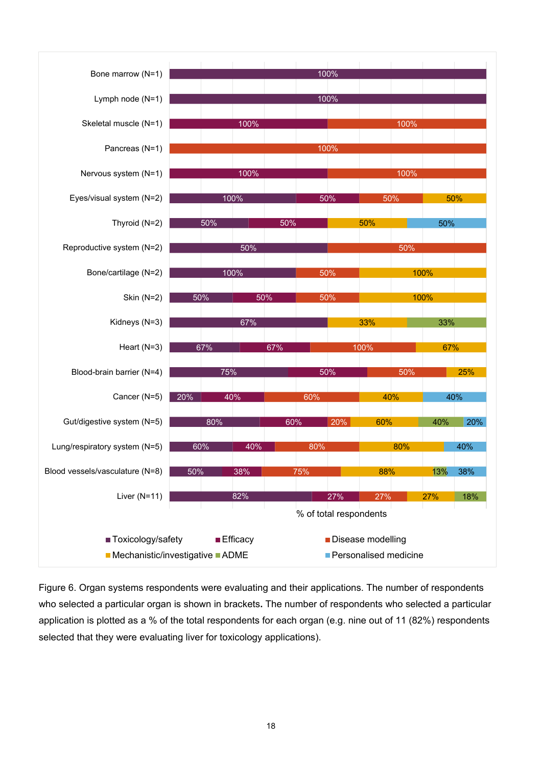| Organ system | Toxicology/safety | Efficacy | Disease modelling | Mechanistic/investigative | ADME | Personalised medicine |
|---|---|---|---|---|---|---|
| Bone marrow (N=1) | 100% | | | | | |
| Lymph node (N=1) | 100% | | | | | |
| Skeletal muscle (N=1) | | 100% | 100% | | | |
| Pancreas (N=1) | | | 100% | | | |
| Nervous system (N=1) | | 100% | 100% | | | |
| Eyes/visual system (N=2) | 100% | 50% | 50% | 50% | | |
| Thyroid (N=2) | 50% | 50% | | 50% | | 50% |
| Reproductive system (N=2) | 50% | | 50% | | | |
| Bone/cartilage (N=2) | 100% | | 50% | 100% | | |
| Skin (N=2) | 50% | 50% | 50% | 100% | | |
| Kidneys (N=3) | 67% | | | 33% | 33% | |
| Heart (N=3) | 67% | 67% | 100% | 67% | | |
| Blood-brain barrier (N=4) | 75% | 50% | 50% | 25% | | |
| Cancer (N=5) | 20% | 40% | 60% | 40% | | 40% |
| Gut/digestive system (N=5) | 80% | 60% | 20% | 60% | 40% | 20% |
| Lung/respiratory system (N=5) | 60% | 40% | 80% | 80% | | 40% |
| Blood vessels/vasculature (N=8) | 50% | 38% | 75% | 88% | 13% | 38% |
| Liver (N=11) | 82% | 27% | 27% | 27% | 18% | |

% of total respondents

Figure 6. Organ systems respondents were evaluating and their applications. The number of respondents who selected a particular organ is shown in brackets**.** The number of respondents who selected a particular application is plotted as a % of the total respondents for each organ (e.g. nine out of 11 (82%) respondents selected that they were evaluating liver for toxicology applications).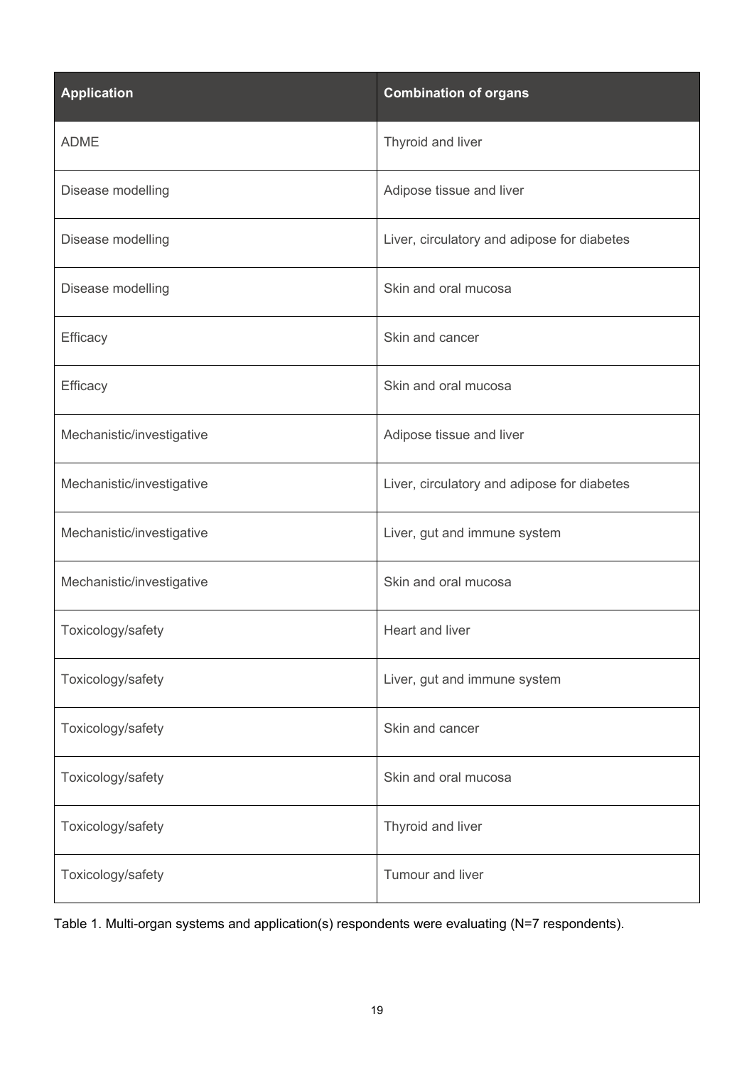| Application | Combination of organs |
| --- | --- |
| ADME | Thyroid and liver |
| Disease modelling | Adipose tissue and liver |
| Disease modelling | Liver, circulatory and adipose for diabetes |
| Disease modelling | Skin and oral mucosa |
| Efficacy | Skin and cancer |
| Efficacy | Skin and oral mucosa |
| Mechanistic/investigative | Adipose tissue and liver |
| Mechanistic/investigative | Liver, circulatory and adipose for diabetes |
| Mechanistic/investigative | Liver, gut and immune system |
| Mechanistic/investigative | Skin and oral mucosa |
| Toxicology/safety | Heart and liver |
| Toxicology/safety | Liver, gut and immune system |
| Toxicology/safety | Skin and cancer |
| Toxicology/safety | Skin and oral mucosa |
| Toxicology/safety | Thyroid and liver |
| Toxicology/safety | Tumour and liver |

Table 1. Multi-organ systems and application(s) respondents were evaluating (N=7 respondents).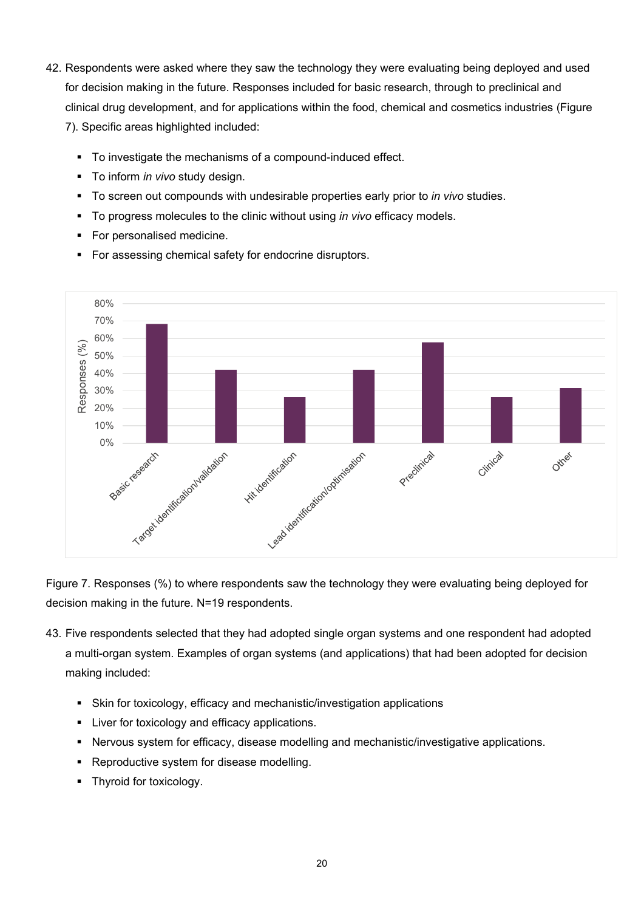42. Respondents were asked where they saw the technology they were evaluating being deployed and used for decision making in the future. Responses included for basic research, through to preclinical and clinical drug development, and for applications within the food, chemical and cosmetics industries (Figure 7). Specific areas highlighted included:

    - To investigate the mechanisms of a compound-induced effect.
    - To inform *in vivo* study design.
    - To screen out compounds with undesirable properties early prior to *in vivo* studies.
    - To progress molecules to the clinic without using *in vivo* efficacy models.
    - For personalised medicine.
    - For assessing chemical safety for endocrine disruptors.

Figure 7. Responses (%) to where respondents saw the technology they were evaluating being deployed for decision making in the future. N=19 respondents.

43. Five respondents selected that they had adopted single organ systems and one respondent had adopted a multi-organ system. Examples of organ systems (and applications) that had been adopted for decision making included:

    - Skin for toxicology, efficacy and mechanistic/investigation applications
    - Liver for toxicology and efficacy applications.
    - Nervous system for efficacy, disease modelling and mechanistic/investigative applications.
    - Reproductive system for disease modelling.
    - Thyroid for toxicology.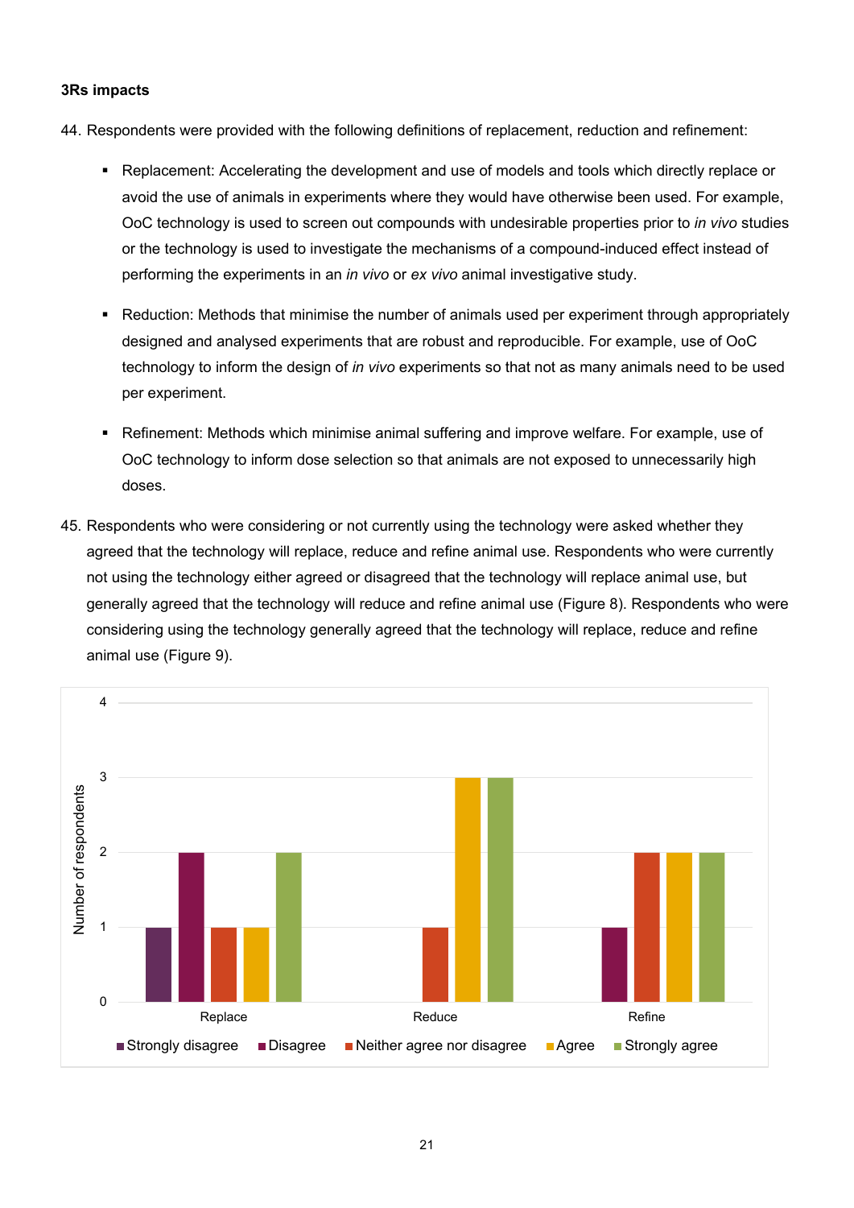**3Rs impacts**

44. Respondents were provided with the following definitions of replacement, reduction and refinement:

    - Replacement: Accelerating the development and use of models and tools which directly replace or avoid the use of animals in experiments where they would have otherwise been used. For example, OoC technology is used to screen out compounds with undesirable properties prior to *in vivo* studies or the technology is used to investigate the mechanisms of a compound-induced effect instead of performing the experiments in an *in vivo* or *ex vivo* animal investigative study.
    - Reduction: Methods that minimise the number of animals used per experiment through appropriately designed and analysed experiments that are robust and reproducible. For example, use of OoC technology to inform the design of *in vivo* experiments so that not as many animals need to be used per experiment.
    - Refinement: Methods which minimise animal suffering and improve welfare. For example, use of OoC technology to inform dose selection so that animals are not exposed to unnecessarily high doses.

45. Respondents who were considering or not currently using the technology were asked whether they agreed that the technology will replace, reduce and refine animal use. Respondents who were currently not using the technology either agreed or disagreed that the technology will replace animal use, but generally agreed that the technology will reduce and refine animal use (Figure 8). Respondents who were considering using the technology generally agreed that the technology will replace, reduce and refine animal use (Figure 9).

| Number of respondents | Strongly disagree | Disagree | Neither agree nor disagree | Agree | Strongly agree |
|---|---|---|---|---|---|
| Replace | 1 | 2 | 1 | 1 | 2 |
| Reduce | 0 | 0 | 1 | 3 | 3 |
| Refine | 0 | 1 | 2 | 2 | 2 |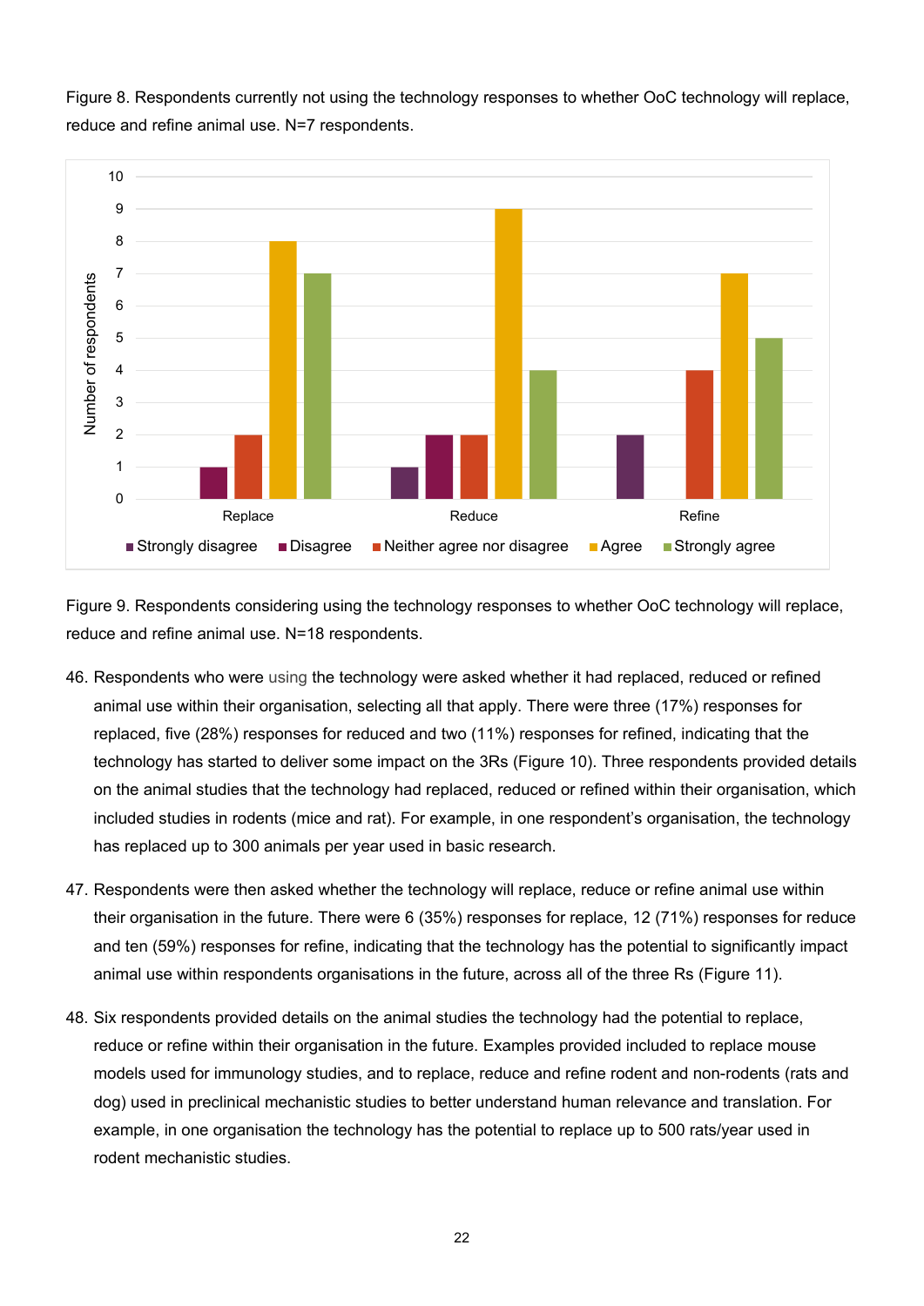Figure 8. Respondents currently not using the technology responses to whether OoC technology will replace, reduce and refine animal use. N=7 respondents.

| | Strongly disagree | Disagree | Neither agree nor disagree | Agree | Strongly agree |
|---|---|---|---|---|---|
| Replace | | 1 | 2 | 8 | 7 |
| Reduce | 1 | 2 | 2 | 9 | 4 |
| Refine | 2 | | 4 | 7 | 5 |

Figure 9. Respondents considering using the technology responses to whether OoC technology will replace, reduce and refine animal use. N=18 respondents.

46. Respondents who were using the technology were asked whether it had replaced, reduced or refined animal use within their organisation, selecting all that apply. There were three (17%) responses for replaced, five (28%) responses for reduced and two (11%) responses for refined, indicating that the technology has started to deliver some impact on the 3Rs (Figure 10). Three respondents provided details on the animal studies that the technology had replaced, reduced or refined within their organisation, which included studies in rodents (mice and rat). For example, in one respondent's organisation, the technology has replaced up to 300 animals per year used in basic research.

47. Respondents were then asked whether the technology will replace, reduce or refine animal use within their organisation in the future. There were 6 (35%) responses for replace, 12 (71%) responses for reduce and ten (59%) responses for refine, indicating that the technology has the potential to significantly impact animal use within respondents organisations in the future, across all of the three Rs (Figure 11).

48. Six respondents provided details on the animal studies the technology had the potential to replace, reduce or refine within their organisation in the future. Examples provided included to replace mouse models used for immunology studies, and to replace, reduce and refine rodent and non-rodents (rats and dog) used in preclinical mechanistic studies to better understand human relevance and translation. For example, in one organisation the technology has the potential to replace up to 500 rats/year used in rodent mechanistic studies.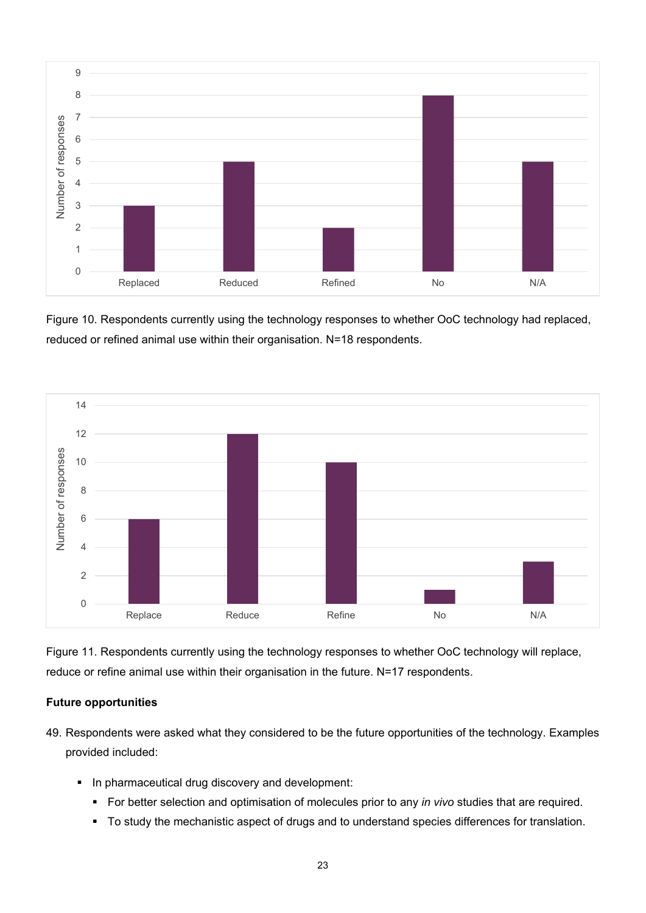Figure 10. Respondents currently using the technology responses to whether OoC technology had replaced, reduced or refined animal use within their organisation. N=18 respondents.

Figure 11. Respondents currently using the technology responses to whether OoC technology will replace, reduce or refine animal use within their organisation in the future. N=17 respondents.

**Future opportunities**

49. Respondents were asked what they considered to be the future opportunities of the technology. Examples provided included:

    - In pharmaceutical drug discovery and development:
        - For better selection and optimisation of molecules prior to any *in vivo* studies that are required.
        - To study the mechanistic aspect of drugs and to understand species differences for translation.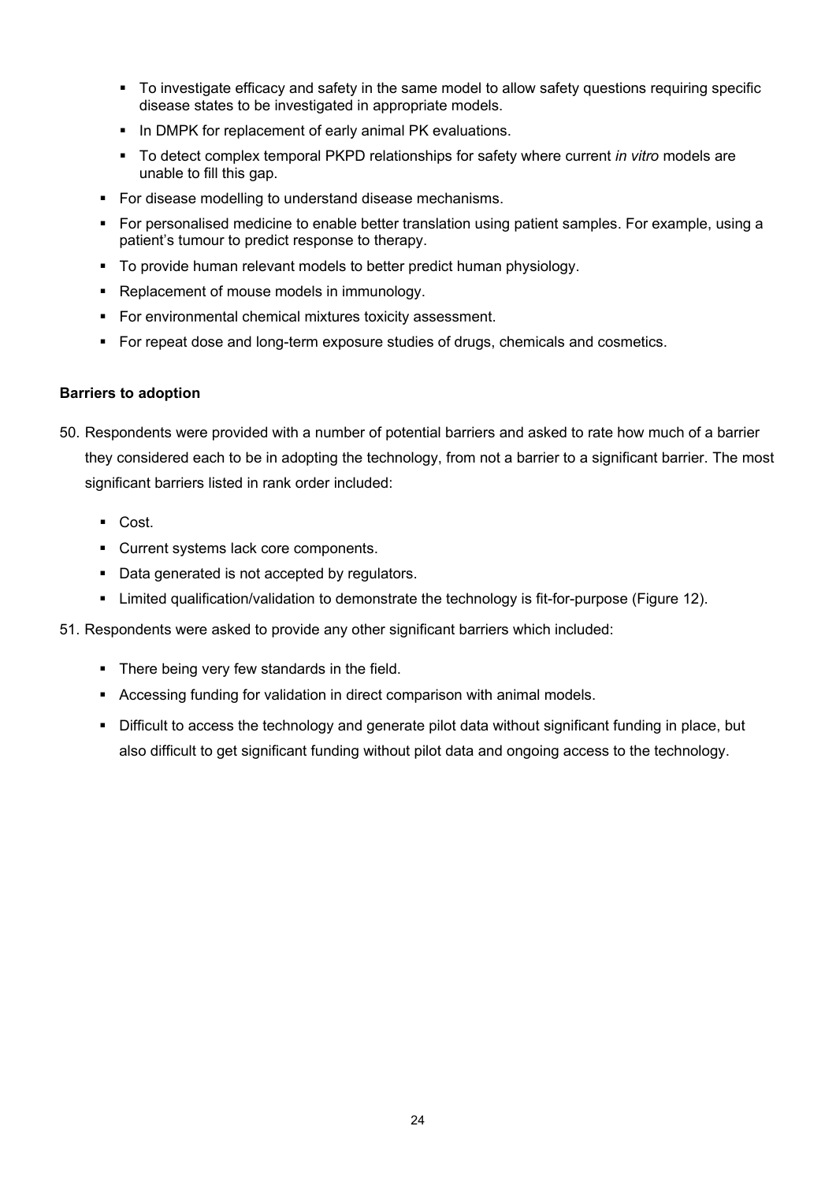- To investigate efficacy and safety in the same model to allow safety questions requiring specific disease states to be investigated in appropriate models.
  - In DMPK for replacement of early animal PK evaluations.
  - To detect complex temporal PKPD relationships for safety where current *in vitro* models are unable to fill this gap.
- For disease modelling to understand disease mechanisms.
- For personalised medicine to enable better translation using patient samples. For example, using a patient's tumour to predict response to therapy.
- To provide human relevant models to better predict human physiology.
- Replacement of mouse models in immunology.
- For environmental chemical mixtures toxicity assessment.
- For repeat dose and long-term exposure studies of drugs, chemicals and cosmetics.

**Barriers to adoption**

50. Respondents were provided with a number of potential barriers and asked to rate how much of a barrier they considered each to be in adopting the technology, from not a barrier to a significant barrier. The most significant barriers listed in rank order included:

    - Cost.
    - Current systems lack core components.
    - Data generated is not accepted by regulators.
    - Limited qualification/validation to demonstrate the technology is fit-for-purpose (Figure 12).

51. Respondents were asked to provide any other significant barriers which included:

    - There being very few standards in the field.
    - Accessing funding for validation in direct comparison with animal models.
    - Difficult to access the technology and generate pilot data without significant funding in place, but also difficult to get significant funding without pilot data and ongoing access to the technology.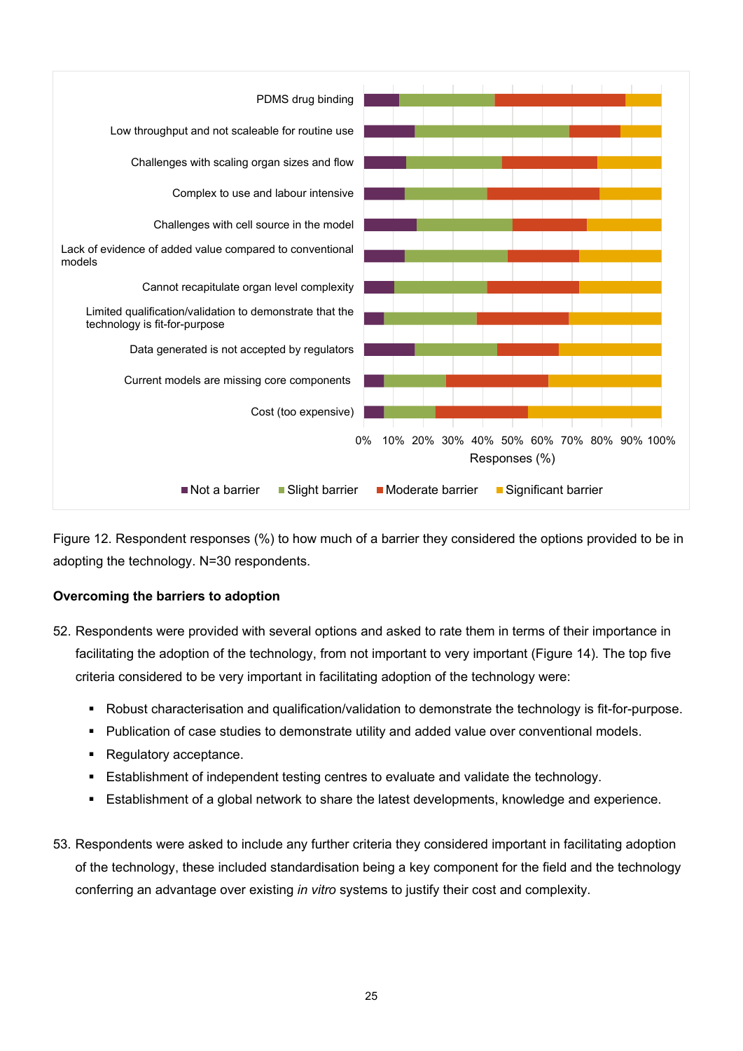Figure 12. Respondent responses (%) to how much of a barrier they considered the options provided to be in adopting the technology. N=30 respondents.

**Overcoming the barriers to adoption**

52. Respondents were provided with several options and asked to rate them in terms of their importance in facilitating the adoption of the technology, from not important to very important (Figure 14). The top five criteria considered to be very important in facilitating adoption of the technology were:

    - Robust characterisation and qualification/validation to demonstrate the technology is fit-for-purpose.
    - Publication of case studies to demonstrate utility and added value over conventional models.
    - Regulatory acceptance.
    - Establishment of independent testing centres to evaluate and validate the technology.
    - Establishment of a global network to share the latest developments, knowledge and experience.

53. Respondents were asked to include any further criteria they considered important in facilitating adoption of the technology, these included standardisation being a key component for the field and the technology conferring an advantage over existing *in vitro* systems to justify their cost and complexity.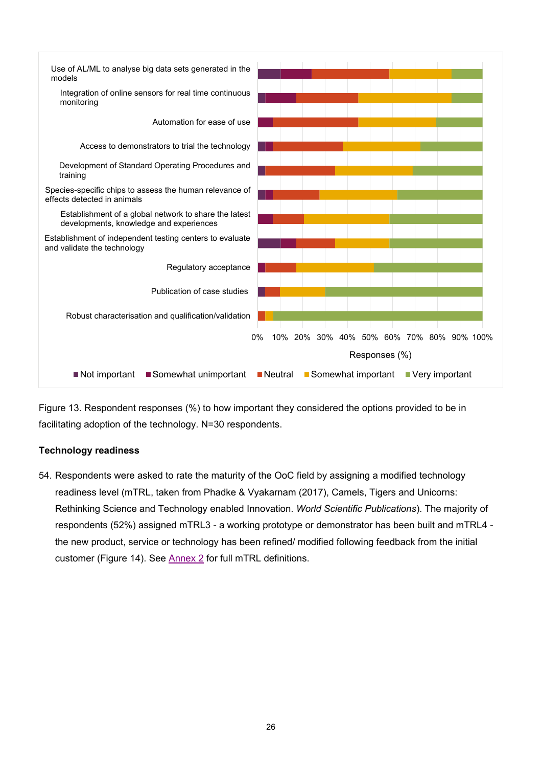Figure 13. Respondent responses (%) to how important they considered the options provided to be in facilitating adoption of the technology. N=30 respondents.

**Technology readiness**

54. Respondents were asked to rate the maturity of the OoC field by assigning a modified technology readiness level (mTRL, taken from Phadke & Vyakarnam (2017), Camels, Tigers and Unicorns: Rethinking Science and Technology enabled Innovation. *World Scientific Publications*). The majority of respondents (52%) assigned mTRL3 - a working prototype or demonstrator has been built and mTRL4 - the new product, service or technology has been refined/ modified following feedback from the initial customer (Figure 14). See Annex 2 for full mTRL definitions.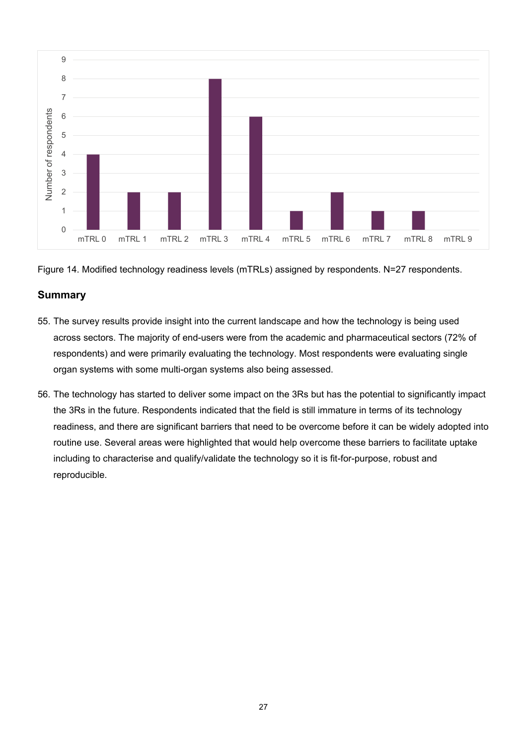Figure 14. Modified technology readiness levels (mTRLs) assigned by respondents. N=27 respondents.

## Summary

55. The survey results provide insight into the current landscape and how the technology is being used across sectors. The majority of end-users were from the academic and pharmaceutical sectors (72% of respondents) and were primarily evaluating the technology. Most respondents were evaluating single organ systems with some multi-organ systems also being assessed.

56. The technology has started to deliver some impact on the 3Rs but has the potential to significantly impact the 3Rs in the future. Respondents indicated that the field is still immature in terms of its technology readiness, and there are significant barriers that need to be overcome before it can be widely adopted into routine use. Several areas were highlighted that would help overcome these barriers to facilitate uptake including to characterise and qualify/validate the technology so it is fit-for-purpose, robust and reproducible.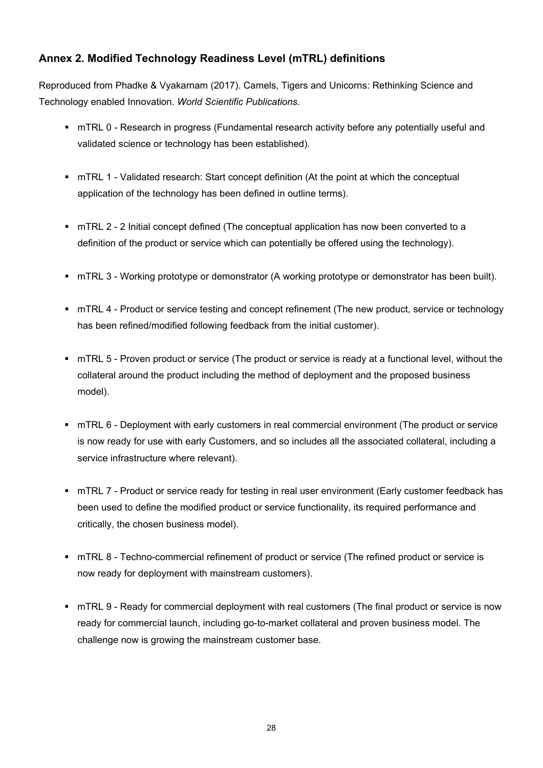## Annex 2. Modified Technology Readiness Level (mTRL) definitions

Reproduced from Phadke & Vyakarnam (2017). Camels, Tigers and Unicorns: Rethinking Science and Technology enabled Innovation. *World Scientific Publications.*

- mTRL 0 - Research in progress (Fundamental research activity before any potentially useful and validated science or technology has been established).
- mTRL 1 - Validated research: Start concept definition (At the point at which the conceptual application of the technology has been defined in outline terms).
- mTRL 2 - 2 Initial concept defined (The conceptual application has now been converted to a definition of the product or service which can potentially be offered using the technology).
- mTRL 3 - Working prototype or demonstrator (A working prototype or demonstrator has been built).
- mTRL 4 - Product or service testing and concept refinement (The new product, service or technology has been refined/modified following feedback from the initial customer).
- mTRL 5 - Proven product or service (The product or service is ready at a functional level, without the collateral around the product including the method of deployment and the proposed business model).
- mTRL 6 - Deployment with early customers in real commercial environment (The product or service is now ready for use with early Customers, and so includes all the associated collateral, including a service infrastructure where relevant).
- mTRL 7 - Product or service ready for testing in real user environment (Early customer feedback has been used to define the modified product or service functionality, its required performance and critically, the chosen business model).
- mTRL 8 - Techno-commercial refinement of product or service (The refined product or service is now ready for deployment with mainstream customers).
- mTRL 9 - Ready for commercial deployment with real customers (The final product or service is now ready for commercial launch, including go-to-market collateral and proven business model. The challenge now is growing the mainstream customer base.